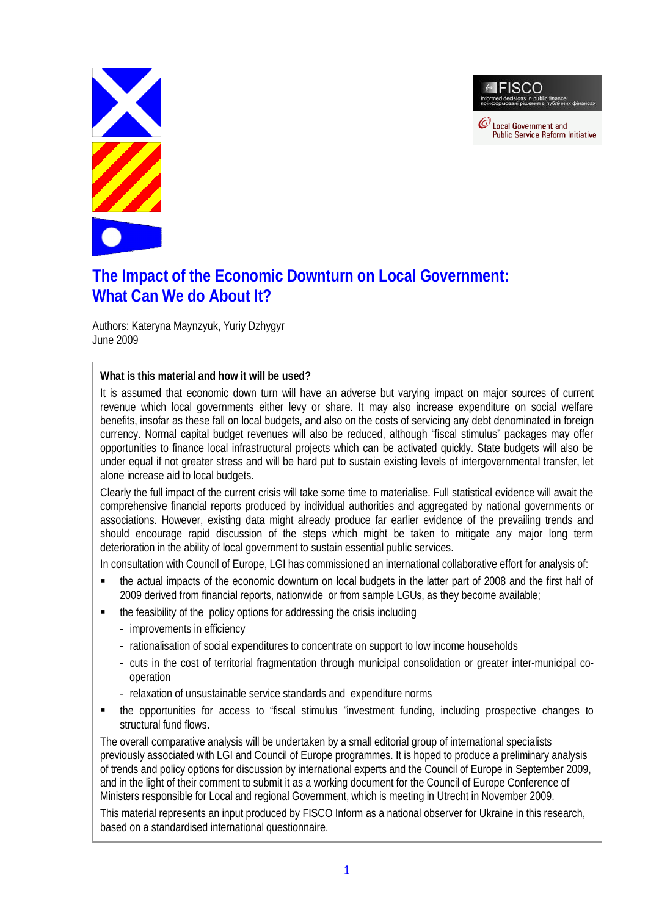FISCO

informed decisions in public finance

поінформовані рішення в публічних фінансах

Local Government and Public Service Reform Initiative

# The Impact of the Economic Downturn on Local Government: What Can We do About It?

Authors: Kateryna Maynzyuk, Yuriy Dzhygyr
June 2009

**What is this material and how it will be used?**

It is assumed that economic down turn will have an adverse but varying impact on major sources of current revenue which local governments either levy or share. It may also increase expenditure on social welfare benefits, insofar as these fall on local budgets, and also on the costs of servicing any debt denominated in foreign currency. Normal capital budget revenues will also be reduced, although "fiscal stimulus" packages may offer opportunities to finance local infrastructural projects which can be activated quickly. State budgets will also be under equal if not greater stress and will be hard put to sustain existing levels of intergovernmental transfer, let alone increase aid to local budgets.

Clearly the full impact of the current crisis will take some time to materialise. Full statistical evidence will await the comprehensive financial reports produced by individual authorities and aggregated by national governments or associations. However, existing data might already produce far earlier evidence of the prevailing trends and should encourage rapid discussion of the steps which might be taken to mitigate any major long term deterioration in the ability of local government to sustain essential public services.

In consultation with Council of Europe, LGI has commissioned an international collaborative effort for analysis of:

- the actual impacts of the economic downturn on local budgets in the latter part of 2008 and the first half of 2009 derived from financial reports, nationwide or from sample LGUs, as they become available;
- the feasibility of the policy options for addressing the crisis including
  - improvements in efficiency
  - rationalisation of social expenditures to concentrate on support to low income households
  - cuts in the cost of territorial fragmentation through municipal consolidation or greater inter-municipal co-operation
  - relaxation of unsustainable service standards and expenditure norms
- the opportunities for access to "fiscal stimulus "investment funding, including prospective changes to structural fund flows.

The overall comparative analysis will be undertaken by a small editorial group of international specialists previously associated with LGI and Council of Europe programmes. It is hoped to produce a preliminary analysis of trends and policy options for discussion by international experts and the Council of Europe in September 2009, and in the light of their comment to submit it as a working document for the Council of Europe Conference of Ministers responsible for Local and regional Government, which is meeting in Utrecht in November 2009.

This material represents an input produced by FISCO Inform as a national observer for Ukraine in this research, based on a standardised international questionnaire.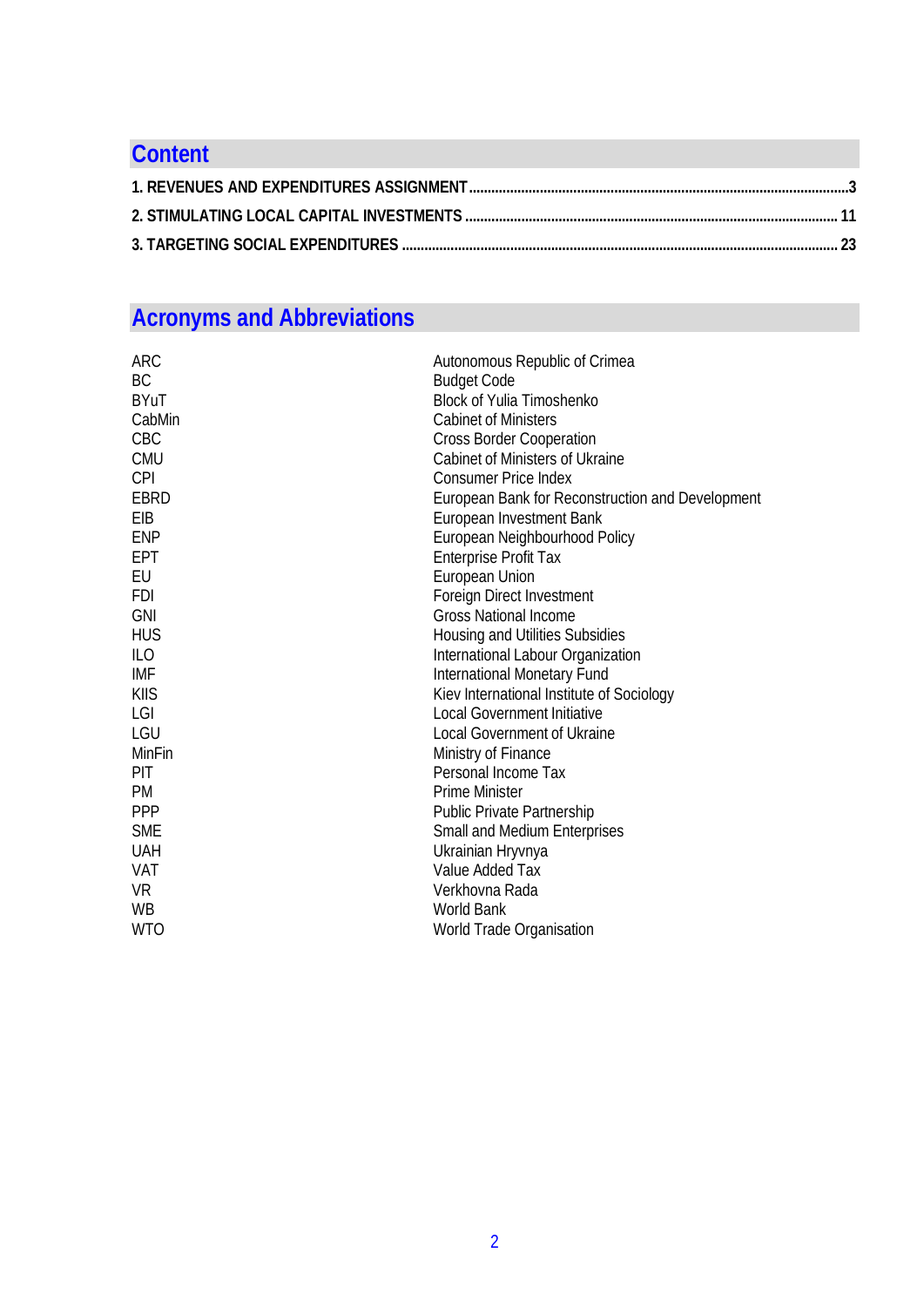## Content

1. REVENUES AND EXPENDITURES ASSIGNMENT ..... 3
2. STIMULATING LOCAL CAPITAL INVESTMENTS ..... 11
3. TARGETING SOCIAL EXPENDITURES ..... 23

## Acronyms and Abbreviations

| | |
|---|---|
| ARC | Autonomous Republic of Crimea |
| BC | Budget Code |
| BYuT | Block of Yulia Timoshenko |
| CabMin | Cabinet of Ministers |
| CBC | Cross Border Cooperation |
| CMU | Cabinet of Ministers of Ukraine |
| CPI | Consumer Price Index |
| EBRD | European Bank for Reconstruction and Development |
| EIB | European Investment Bank |
| ENP | European Neighbourhood Policy |
| EPT | Enterprise Profit Tax |
| EU | European Union |
| FDI | Foreign Direct Investment |
| GNI | Gross National Income |
| HUS | Housing and Utilities Subsidies |
| ILO | International Labour Organization |
| IMF | International Monetary Fund |
| KIIS | Kiev International Institute of Sociology |
| LGI | Local Government Initiative |
| LGU | Local Government of Ukraine |
| MinFin | Ministry of Finance |
| PIT | Personal Income Tax |
| PM | Prime Minister |
| PPP | Public Private Partnership |
| SME | Small and Medium Enterprises |
| UAH | Ukrainian Hryvnya |
| VAT | Value Added Tax |
| VR | Verkhovna Rada |
| WB | World Bank |
| WTO | World Trade Organisation |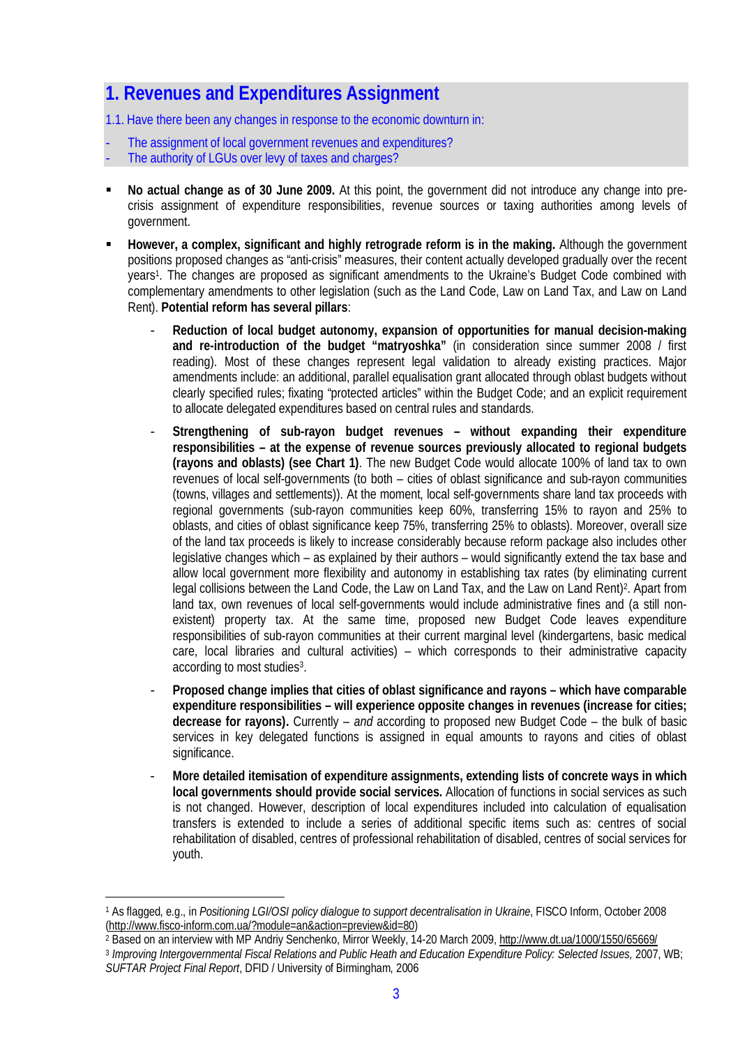# 1. Revenues and Expenditures Assignment

1.1. Have there been any changes in response to the economic downturn in:

- The assignment of local government revenues and expenditures?
- The authority of LGUs over levy of taxes and charges?

- **No actual change as of 30 June 2009.** At this point, the government did not introduce any change into pre-crisis assignment of expenditure responsibilities, revenue sources or taxing authorities among levels of government.
- **However, a complex, significant and highly retrograde reform is in the making.** Although the government positions proposed changes as "anti-crisis" measures, their content actually developed gradually over the recent years[1]. The changes are proposed as significant amendments to the Ukraine's Budget Code combined with complementary amendments to other legislation (such as the Land Code, Law on Land Tax, and Law on Land Rent). **Potential reform has several pillars**:
    - **Reduction of local budget autonomy, expansion of opportunities for manual decision-making and re-introduction of the budget "matryoshka"** (in consideration since summer 2008 / first reading). Most of these changes represent legal validation to already existing practices. Major amendments include: an additional, parallel equalisation grant allocated through oblast budgets without clearly specified rules; fixating "protected articles" within the Budget Code; and an explicit requirement to allocate delegated expenditures based on central rules and standards.
    - **Strengthening of sub-rayon budget revenues – without expanding their expenditure responsibilities – at the expense of revenue sources previously allocated to regional budgets (rayons and oblasts) (see Chart 1)**. The new Budget Code would allocate 100% of land tax to own revenues of local self-governments (to both – cities of oblast significance and sub-rayon communities (towns, villages and settlements)). At the moment, local self-governments share land tax proceeds with regional governments (sub-rayon communities keep 60%, transferring 15% to rayon and 25% to oblasts, and cities of oblast significance keep 75%, transferring 25% to oblasts). Moreover, overall size of the land tax proceeds is likely to increase considerably because reform package also includes other legislative changes which – as explained by their authors – would significantly extend the tax base and allow local government more flexibility and autonomy in establishing tax rates (by eliminating current legal collisions between the Land Code, the Law on Land Tax, and the Law on Land Rent)[2]. Apart from land tax, own revenues of local self-governments would include administrative fines and (a still non-existent) property tax. At the same time, proposed new Budget Code leaves expenditure responsibilities of sub-rayon communities at their current marginal level (kindergartens, basic medical care, local libraries and cultural activities) – which corresponds to their administrative capacity according to most studies[3].
    - **Proposed change implies that cities of oblast significance and rayons – which have comparable expenditure responsibilities – will experience opposite changes in revenues (increase for cities; decrease for rayons).** Currently – *and* according to proposed new Budget Code – the bulk of basic services in key delegated functions is assigned in equal amounts to rayons and cities of oblast significance.
    - **More detailed itemisation of expenditure assignments, extending lists of concrete ways in which local governments should provide social services.** Allocation of functions in social services as such is not changed. However, description of local expenditures included into calculation of equalisation transfers is extended to include a series of additional specific items such as: centres of social rehabilitation of disabled, centres of professional rehabilitation of disabled, centres of social services for youth.

---

[1] As flagged, e.g., in *Positioning LGI/OSI policy dialogue to support decentralisation in Ukraine*, FISCO Inform, October 2008 (http://www.fisco-inform.com.ua/?module=an&action=preview&id=80)

[2] Based on an interview with MP Andriy Senchenko, Mirror Weekly, 14-20 March 2009, http://www.dt.ua/1000/1550/65669/

[3] *Improving Intergovernmental Fiscal Relations and Public Heath and Education Expenditure Policy: Selected Issues,* 2007, WB; *SUFTAR Project Final Report*, DFID / University of Birmingham, 2006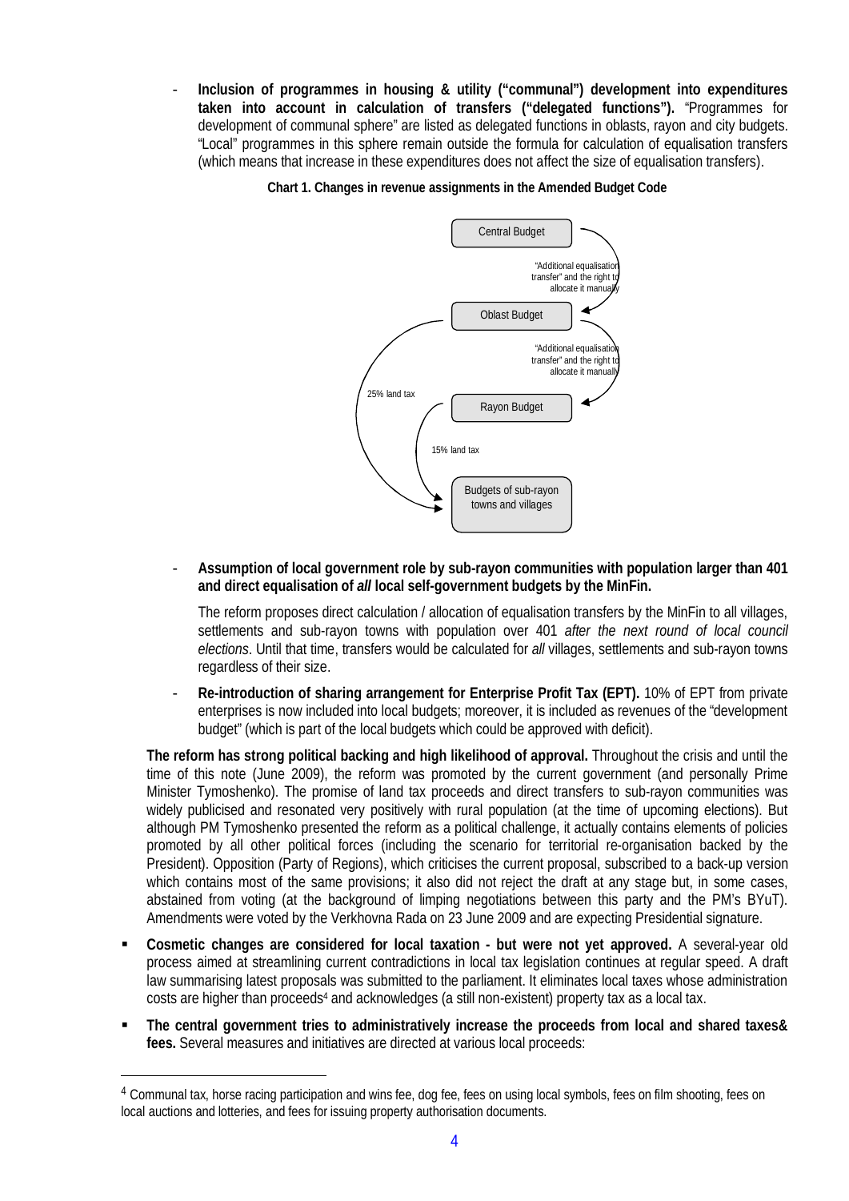- **Inclusion of programmes in housing & utility ("communal") development into expenditures taken into account in calculation of transfers ("delegated functions").** "Programmes for development of communal sphere" are listed as delegated functions in oblasts, rayon and city budgets. "Local" programmes in this sphere remain outside the formula for calculation of equalisation transfers (which means that increase in these expenditures does not affect the size of equalisation transfers).

**Chart 1. Changes in revenue assignments in the Amended Budget Code**

Central Budget → Oblast Budget: "Additional equalisation transfer" and the right to allocate it manually

Oblast Budget → Rayon Budget: "Additional equalisation transfer" and the right to allocate it manually

Oblast Budget → Budgets of sub-rayon towns and villages: 25% land tax

Rayon Budget → Budgets of sub-rayon towns and villages: 15% land tax

- **Assumption of local government role by sub-rayon communities with population larger than 401 and direct equalisation of *all* local self-government budgets by the MinFin.**

  The reform proposes direct calculation / allocation of equalisation transfers by the MinFin to all villages, settlements and sub-rayon towns with population over 401 *after the next round of local council elections*. Until that time, transfers would be calculated for *all* villages, settlements and sub-rayon towns regardless of their size.

- **Re-introduction of sharing arrangement for Enterprise Profit Tax (EPT).** 10% of EPT from private enterprises is now included into local budgets; moreover, it is included as revenues of the "development budget" (which is part of the local budgets which could be approved with deficit).

**The reform has strong political backing and high likelihood of approval.** Throughout the crisis and until the time of this note (June 2009), the reform was promoted by the current government (and personally Prime Minister Tymoshenko). The promise of land tax proceeds and direct transfers to sub-rayon communities was widely publicised and resonated very positively with rural population (at the time of upcoming elections). But although PM Tymoshenko presented the reform as a political challenge, it actually contains elements of policies promoted by all other political forces (including the scenario for territorial re-organisation backed by the President). Opposition (Party of Regions), which criticises the current proposal, subscribed to a back-up version which contains most of the same provisions; it also did not reject the draft at any stage but, in some cases, abstained from voting (at the background of limping negotiations between this party and the PM's BYuT). Amendments were voted by the Verkhovna Rada on 23 June 2009 and are expecting Presidential signature.

- **Cosmetic changes are considered for local taxation - but were not yet approved.** A several-year old process aimed at streamlining current contradictions in local tax legislation continues at regular speed. A draft law summarising latest proposals was submitted to the parliament. It eliminates local taxes whose administration costs are higher than proceeds[4] and acknowledges (a still non-existent) property tax as a local tax.

- **The central government tries to administratively increase the proceeds from local and shared taxes& fees.** Several measures and initiatives are directed at various local proceeds:

[4] Communal tax, horse racing participation and wins fee, dog fee, fees on using local symbols, fees on film shooting, fees on local auctions and lotteries, and fees for issuing property authorisation documents.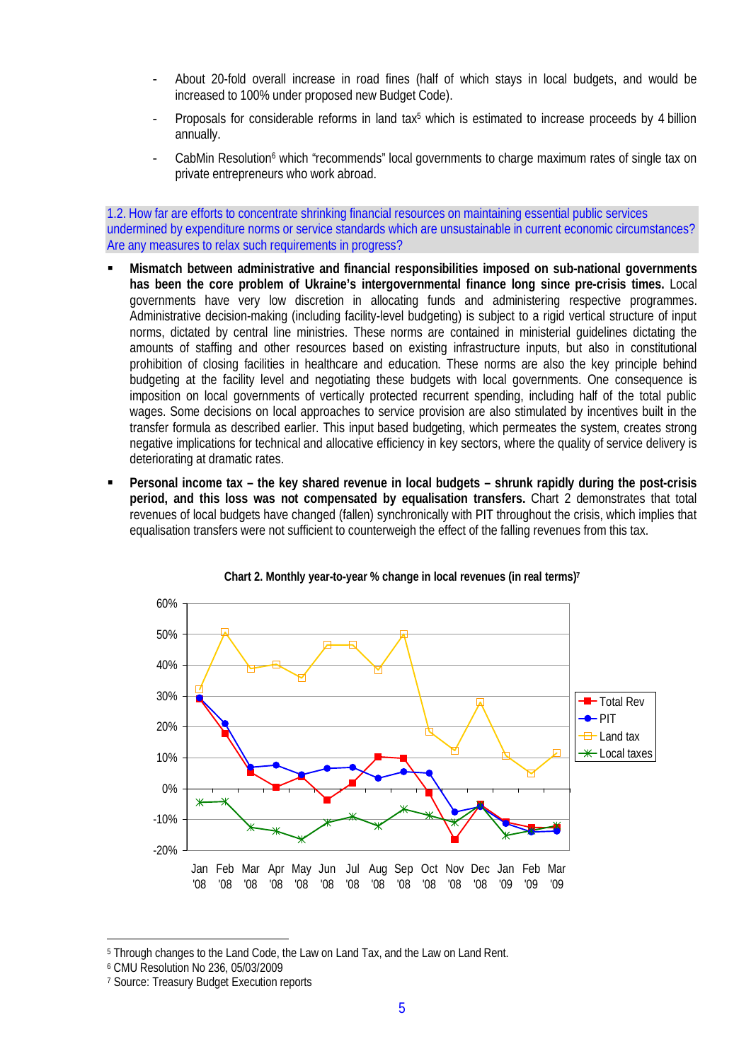- About 20-fold overall increase in road fines (half of which stays in local budgets, and would be increased to 100% under proposed new Budget Code).
- Proposals for considerable reforms in land tax[5] which is estimated to increase proceeds by 4 billion annually.
- CabMin Resolution[6] which "recommends" local governments to charge maximum rates of single tax on private entrepreneurs who work abroad.

### 1.2. How far are efforts to concentrate shrinking financial resources on maintaining essential public services undermined by expenditure norms or service standards which are unsustainable in current economic circumstances? Are any measures to relax such requirements in progress?

- **Mismatch between administrative and financial responsibilities imposed on sub-national governments has been the core problem of Ukraine's intergovernmental finance long since pre-crisis times.** Local governments have very low discretion in allocating funds and administering respective programmes. Administrative decision-making (including facility-level budgeting) is subject to a rigid vertical structure of input norms, dictated by central line ministries. These norms are contained in ministerial guidelines dictating the amounts of staffing and other resources based on existing infrastructure inputs, but also in constitutional prohibition of closing facilities in healthcare and education. These norms are also the key principle behind budgeting at the facility level and negotiating these budgets with local governments. One consequence is imposition on local governments of vertically protected recurrent spending, including half of the total public wages. Some decisions on local approaches to service provision are also stimulated by incentives built in the transfer formula as described earlier. This input based budgeting, which permeates the system, creates strong negative implications for technical and allocative efficiency in key sectors, where the quality of service delivery is deteriorating at dramatic rates.
- **Personal income tax – the key shared revenue in local budgets – shrunk rapidly during the post-crisis period, and this loss was not compensated by equalisation transfers.** Chart 2 demonstrates that total revenues of local budgets have changed (fallen) synchronically with PIT throughout the crisis, which implies that equalisation transfers were not sufficient to counterweigh the effect of the falling revenues from this tax.

**Chart 2. Monthly year-to-year % change in local revenues (in real terms)[7]**

| | Jan '08 | Feb '08 | Mar '08 | Apr '08 | May '08 | Jun '08 | Jul '08 | Aug '08 | Sep '08 | Oct '08 | Nov '08 | Dec '08 | Jan '09 | Feb '09 | Mar '09 |
|---|---|---|---|---|---|---|---|---|---|---|---|---|---|---|---|
| Total Rev | 29% | 18% | 5% | 1% | 4% | -4% | 2% | 10% | 10% | -1% | -16% | -5% | -11% | -13% | -12% |
| PIT | 29% | 21% | 7% | 8% | 5% | 6% | 7% | 4% | 6% | 5% | -8% | -6% | -11% | -14% | -14% |
| Land tax | 32% | 51% | 39% | 40% | 36% | 46% | 46% | 39% | 50% | 19% | 12% | 28% | 11% | 5% | 12% |
| Local taxes | -4% | -4% | -12% | -14% | -16% | -11% | -9% | -12% | -7% | -9% | -11% | -6% | -15% | -13% | -12% |

[5] Through changes to the Land Code, the Law on Land Tax, and the Law on Land Rent.

[6] CMU Resolution No 236, 05/03/2009

[7] Source: Treasury Budget Execution reports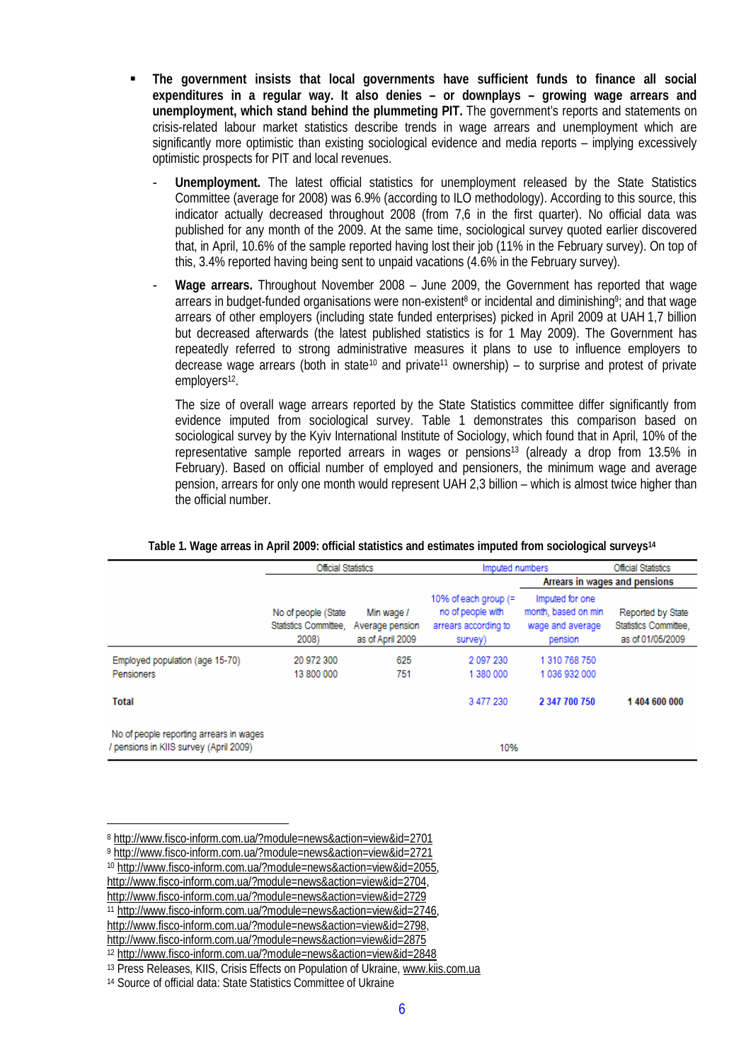- **The government insists that local governments have sufficient funds to finance all social expenditures in a regular way. It also denies – or downplays – growing wage arrears and unemployment, which stand behind the plummeting PIT.** The government's reports and statements on crisis-related labour market statistics describe trends in wage arrears and unemployment which are significantly more optimistic than existing sociological evidence and media reports – implying excessively optimistic prospects for PIT and local revenues.

  - **Unemployment.** The latest official statistics for unemployment released by the State Statistics Committee (average for 2008) was 6.9% (according to ILO methodology). According to this source, this indicator actually decreased throughout 2008 (from 7,6 in the first quarter). No official data was published for any month of the 2009. At the same time, sociological survey quoted earlier discovered that, in April, 10.6% of the sample reported having lost their job (11% in the February survey). On top of this, 3.4% reported having being sent to unpaid vacations (4.6% in the February survey).

  - **Wage arrears.** Throughout November 2008 – June 2009, the Government has reported that wage arrears in budget-funded organisations were non-existent[8] or incidental and diminishing[9]; and that wage arrears of other employers (including state funded enterprises) picked in April 2009 at UAH 1,7 billion but decreased afterwards (the latest published statistics is for 1 May 2009). The Government has repeatedly referred to strong administrative measures it plans to use to influence employers to decrease wage arrears (both in state[10] and private[11] ownership) – to surprise and protest of private employers[12].

    The size of overall wage arrears reported by the State Statistics committee differ significantly from evidence imputed from sociological survey. Table 1 demonstrates this comparison based on sociological survey by the Kyiv International Institute of Sociology, which found that in April, 10% of the representative sample reported arrears in wages or pensions[13] (already a drop from 13.5% in February). Based on official number of employed and pensioners, the minimum wage and average pension, arrears for only one month would represent UAH 2,3 billion – which is almost twice higher than the official number.

**Table 1. Wage areas in April 2009: official statistics and estimates imputed from sociological surveys[14]**

| | Official Statistics | | Imputed numbers | | Official Statistics |
|---|---|---|---|---|---|
| | | | | Arrears in wages and pensions | |
| | No of people (State Statistics Committee, 2008) | Min wage / Average pension as of April 2009 | 10% of each group (= no of people with arrears according to survey) | Imputed for one month, based on min wage and average pension | Reported by State Statistics Committee, as of 01/05/2009 |
| Employed population (age 15-70) | 20 972 300 | 625 | 2 097 230 | 1 310 768 750 | |
| Pensioners | 13 800 000 | 751 | 1 380 000 | 1 036 932 000 | |
| **Total** | | | 3 477 230 | **2 347 700 750** | **1 404 600 000** |
| No of people reporting arrears in wages / pensions in KIIS survey (April 2009) | | | 10% | | |

---

[8] http://www.fisco-inform.com.ua/?module=news&action=view&id=2701

[9] http://www.fisco-inform.com.ua/?module=news&action=view&id=2721

[10] http://www.fisco-inform.com.ua/?module=news&action=view&id=2055, http://www.fisco-inform.com.ua/?module=news&action=view&id=2704, http://www.fisco-inform.com.ua/?module=news&action=view&id=2729

[11] http://www.fisco-inform.com.ua/?module=news&action=view&id=2746, http://www.fisco-inform.com.ua/?module=news&action=view&id=2798, http://www.fisco-inform.com.ua/?module=news&action=view&id=2875

[12] http://www.fisco-inform.com.ua/?module=news&action=view&id=2848

[13] Press Releases, KIIS, Crisis Effects on Population of Ukraine, www.kiis.com.ua

[14] Source of official data: State Statistics Committee of Ukraine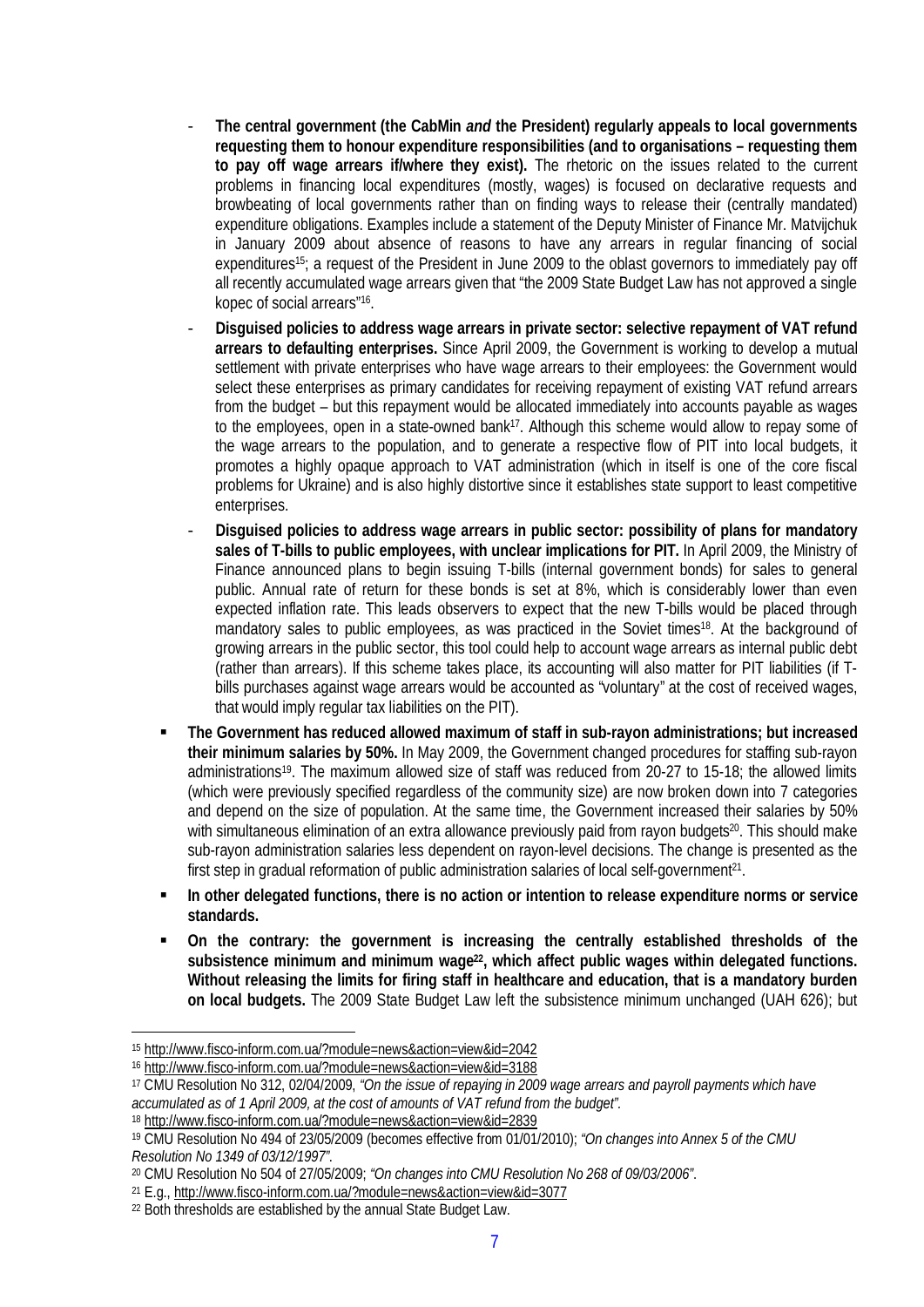- **The central government (the CabMin *and* the President) regularly appeals to local governments requesting them to honour expenditure responsibilities (and to organisations – requesting them to pay off wage arrears if/where they exist).** The rhetoric on the issues related to the current problems in financing local expenditures (mostly, wages) is focused on declarative requests and browbeating of local governments rather than on finding ways to release their (centrally mandated) expenditure obligations. Examples include a statement of the Deputy Minister of Finance Mr. Matvijchuk in January 2009 about absence of reasons to have any arrears in regular financing of social expenditures[15]; a request of the President in June 2009 to the oblast governors to immediately pay off all recently accumulated wage arrears given that "the 2009 State Budget Law has not approved a single kopec of social arrears"[16].
- **Disguised policies to address wage arrears in private sector: selective repayment of VAT refund arrears to defaulting enterprises.** Since April 2009, the Government is working to develop a mutual settlement with private enterprises who have wage arrears to their employees: the Government would select these enterprises as primary candidates for receiving repayment of existing VAT refund arrears from the budget – but this repayment would be allocated immediately into accounts payable as wages to the employees, open in a state-owned bank[17]. Although this scheme would allow to repay some of the wage arrears to the population, and to generate a respective flow of PIT into local budgets, it promotes a highly opaque approach to VAT administration (which in itself is one of the core fiscal problems for Ukraine) and is also highly distortive since it establishes state support to least competitive enterprises.
- **Disguised policies to address wage arrears in public sector: possibility of plans for mandatory sales of T-bills to public employees, with unclear implications for PIT.** In April 2009, the Ministry of Finance announced plans to begin issuing T-bills (internal government bonds) for sales to general public. Annual rate of return for these bonds is set at 8%, which is considerably lower than even expected inflation rate. This leads observers to expect that the new T-bills would be placed through mandatory sales to public employees, as was practiced in the Soviet times[18]. At the background of growing arrears in the public sector, this tool could help to account wage arrears as internal public debt (rather than arrears). If this scheme takes place, its accounting will also matter for PIT liabilities (if T-bills purchases against wage arrears would be accounted as "voluntary" at the cost of received wages, that would imply regular tax liabilities on the PIT).

- **The Government has reduced allowed maximum of staff in sub-rayon administrations; but increased their minimum salaries by 50%.** In May 2009, the Government changed procedures for staffing sub-rayon administrations[19]. The maximum allowed size of staff was reduced from 20-27 to 15-18; the allowed limits (which were previously specified regardless of the community size) are now broken down into 7 categories and depend on the size of population. At the same time, the Government increased their salaries by 50% with simultaneous elimination of an extra allowance previously paid from rayon budgets[20]. This should make sub-rayon administration salaries less dependent on rayon-level decisions. The change is presented as the first step in gradual reformation of public administration salaries of local self-government[21].
- **In other delegated functions, there is no action or intention to release expenditure norms or service standards.**
- **On the contrary: the government is increasing the centrally established thresholds of the subsistence minimum and minimum wage[22], which affect public wages within delegated functions. Without releasing the limits for firing staff in healthcare and education, that is a mandatory burden on local budgets.** The 2009 State Budget Law left the subsistence minimum unchanged (UAH 626); but

---

[15] http://www.fisco-inform.com.ua/?module=news&action=view&id=2042

[16] http://www.fisco-inform.com.ua/?module=news&action=view&id=3188

[17] CMU Resolution No 312, 02/04/2009, *"On the issue of repaying in 2009 wage arrears and payroll payments which have accumulated as of 1 April 2009, at the cost of amounts of VAT refund from the budget"*.

[18] http://www.fisco-inform.com.ua/?module=news&action=view&id=2839

[19] CMU Resolution No 494 of 23/05/2009 (becomes effective from 01/01/2010); *"On changes into Annex 5 of the CMU Resolution No 1349 of 03/12/1997"*.

[20] CMU Resolution No 504 of 27/05/2009; *"On changes into CMU Resolution No 268 of 09/03/2006"*.

[21] E.g., http://www.fisco-inform.com.ua/?module=news&action=view&id=3077

[22] Both thresholds are established by the annual State Budget Law.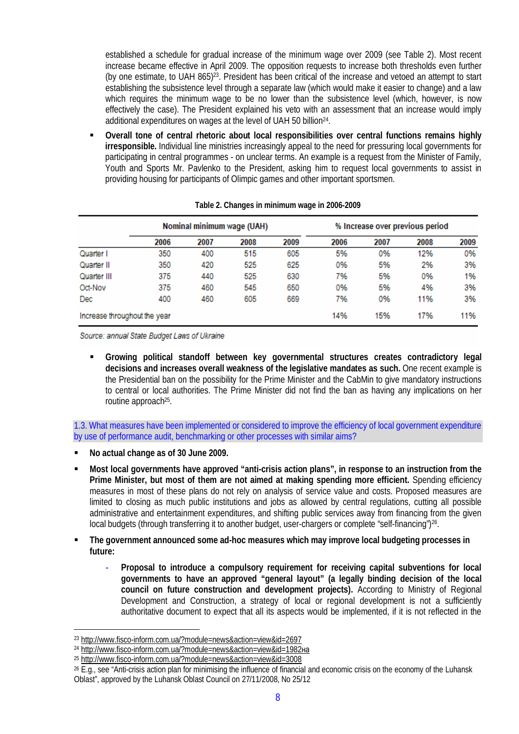established a schedule for gradual increase of the minimum wage over 2009 (see Table 2). Most recent increase became effective in April 2009. The opposition requests to increase both thresholds even further (by one estimate, to UAH 865)[23]. President has been critical of the increase and vetoed an attempt to start establishing the subsistence level through a separate law (which would make it easier to change) and a law which requires the minimum wage to be no lower than the subsistence level (which, however, is now effectively the case). The President explained his veto with an assessment that an increase would imply additional expenditures on wages at the level of UAH 50 billion[24].

- **Overall tone of central rhetoric about local responsibilities over central functions remains highly irresponsible.** Individual line ministries increasingly appeal to the need for pressuring local governments for participating in central programmes - on unclear terms. An example is a request from the Minister of Family, Youth and Sports Mr. Pavlenko to the President, asking him to request local governments to assist in providing housing for participants of Olimpic games and other important sportsmen.

**Table 2. Changes in minimum wage in 2006-2009**

| | Nominal minimum wage (UAH) | | | | % Increase over previous period | | | |
|---|---|---|---|---|---|---|---|---|
| | 2006 | 2007 | 2008 | 2009 | 2006 | 2007 | 2008 | 2009 |
| Quarter I | 350 | 400 | 515 | 605 | 5% | 0% | 12% | 0% |
| Quarter II | 350 | 420 | 525 | 625 | 0% | 5% | 2% | 3% |
| Quarter III | 375 | 440 | 525 | 630 | 7% | 5% | 0% | 1% |
| Oct-Nov | 375 | 460 | 545 | 650 | 0% | 5% | 4% | 3% |
| Dec | 400 | 460 | 605 | 669 | 7% | 0% | 11% | 3% |
| Increase throughout the year | | | | | 14% | 15% | 17% | 11% |

*Source: annual State Budget Laws of Ukraine*

- **Growing political standoff between key governmental structures creates contradictory legal decisions and increases overall weakness of the legislative mandates as such.** One recent example is the Presidential ban on the possibility for the Prime Minister and the CabMin to give mandatory instructions to central or local authorities. The Prime Minister did not find the ban as having any implications on her routine approach[25].

### 1.3. What measures have been implemented or considered to improve the efficiency of local government expenditure by use of performance audit, benchmarking or other processes with similar aims?

- **No actual change as of 30 June 2009.**
- **Most local governments have approved "anti-crisis action plans", in response to an instruction from the Prime Minister, but most of them are not aimed at making spending more efficient.** Spending efficiency measures in most of these plans do not rely on analysis of service value and costs. Proposed measures are limited to closing as much public institutions and jobs as allowed by central regulations, cutting all possible administrative and entertainment expenditures, and shifting public services away from financing from the given local budgets (through transferring it to another budget, user-chargers or complete "self-financing")[26].
- **The government announced some ad-hoc measures which may improve local budgeting processes in future:**
  - **Proposal to introduce a compulsory requirement for receiving capital subventions for local governments to have an approved "general layout" (a legally binding decision of the local council on future construction and development projects).** According to Ministry of Regional Development and Construction, a strategy of local or regional development is not a sufficiently authoritative document to expect that all its aspects would be implemented, if it is not reflected in the

---

[23] http://www.fisco-inform.com.ua/?module=news&action=view&id=2697

[24] http://www.fisco-inform.com.ua/?module=news&action=view&id=1982на

[25] http://www.fisco-inform.com.ua/?module=news&action=view&id=3008

[26] E.g., see "Anti-crisis action plan for minimising the influence of financial and economic crisis on the economy of the Luhansk Oblast", approved by the Luhansk Oblast Council on 27/11/2008, No 25/12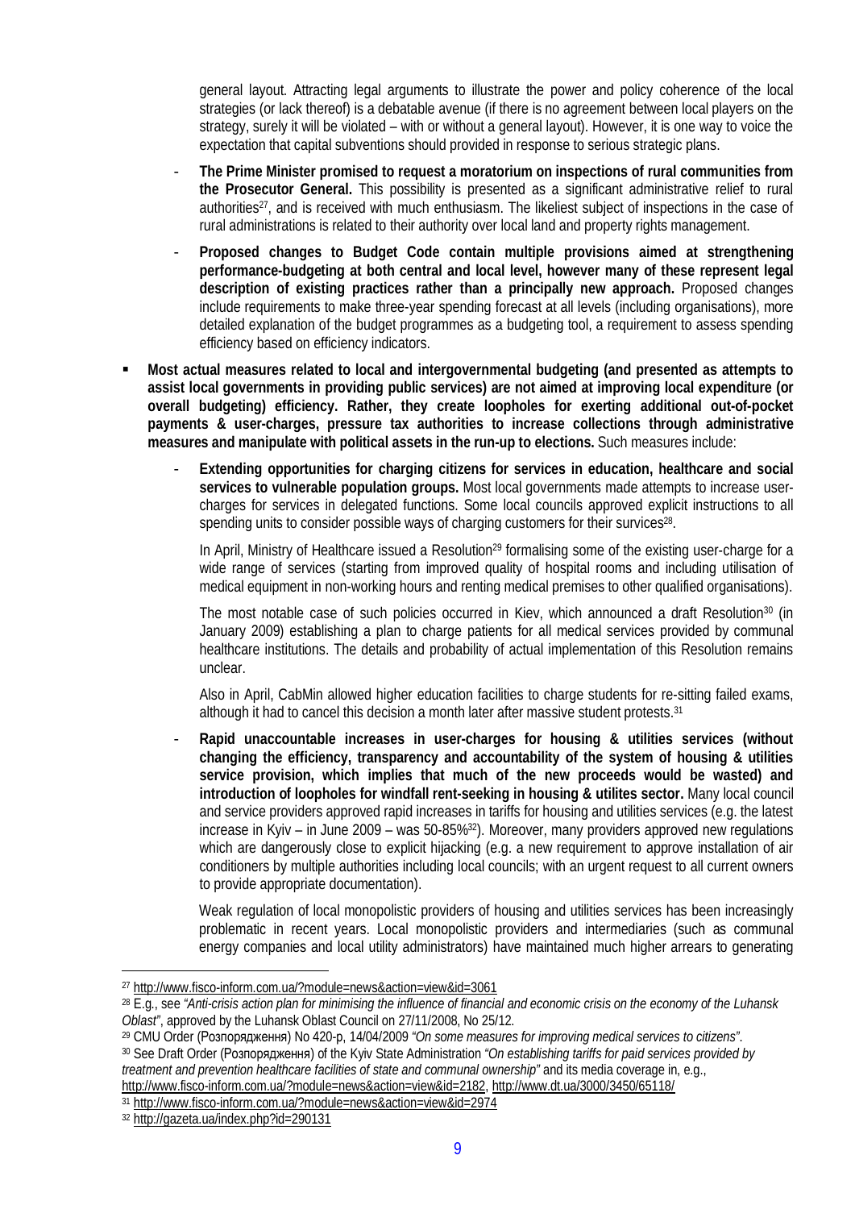general layout. Attracting legal arguments to illustrate the power and policy coherence of the local strategies (or lack thereof) is a debatable avenue (if there is no agreement between local players on the strategy, surely it will be violated – with or without a general layout). However, it is one way to voice the expectation that capital subventions should provided in response to serious strategic plans.

- **The Prime Minister promised to request a moratorium on inspections of rural communities from the Prosecutor General.** This possibility is presented as a significant administrative relief to rural authorities[27], and is received with much enthusiasm. The likeliest subject of inspections in the case of rural administrations is related to their authority over local land and property rights management.
- **Proposed changes to Budget Code contain multiple provisions aimed at strengthening performance-budgeting at both central and local level, however many of these represent legal description of existing practices rather than a principally new approach.** Proposed changes include requirements to make three-year spending forecast at all levels (including organisations), more detailed explanation of the budget programmes as a budgeting tool, a requirement to assess spending efficiency based on efficiency indicators.

- **Most actual measures related to local and intergovernmental budgeting (and presented as attempts to assist local governments in providing public services) are not aimed at improving local expenditure (or overall budgeting) efficiency. Rather, they create loopholes for exerting additional out-of-pocket payments & user-charges, pressure tax authorities to increase collections through administrative measures and manipulate with political assets in the run-up to elections.** Such measures include:
  - **Extending opportunities for charging citizens for services in education, healthcare and social services to vulnerable population groups.** Most local governments made attempts to increase user-charges for services in delegated functions. Some local councils approved explicit instructions to all spending units to consider possible ways of charging customers for their services[28].

    In April, Ministry of Healthcare issued a Resolution[29] formalising some of the existing user-charge for a wide range of services (starting from improved quality of hospital rooms and including utilisation of medical equipment in non-working hours and renting medical premises to other qualified organisations).

    The most notable case of such policies occurred in Kiev, which announced a draft Resolution[30] (in January 2009) establishing a plan to charge patients for all medical services provided by communal healthcare institutions. The details and probability of actual implementation of this Resolution remains unclear.

    Also in April, CabMin allowed higher education facilities to charge students for re-sitting failed exams, although it had to cancel this decision a month later after massive student protests.[31]

  - **Rapid unaccountable increases in user-charges for housing & utilities services (without changing the efficiency, transparency and accountability of the system of housing & utilities service provision, which implies that much of the new proceeds would be wasted) and introduction of loopholes for windfall rent-seeking in housing & utilites sector.** Many local council and service providers approved rapid increases in tariffs for housing and utilities services (e.g. the latest increase in Kyiv – in June 2009 – was 50-85%[32]). Moreover, many providers approved new regulations which are dangerously close to explicit hijacking (e.g. a new requirement to approve installation of air conditioners by multiple authorities including local councils; with an urgent request to all current owners to provide appropriate documentation).

    Weak regulation of local monopolistic providers of housing and utilities services has been increasingly problematic in recent years. Local monopolistic providers and intermediaries (such as communal energy companies and local utility administrators) have maintained much higher arrears to generating

---

[27] http://www.fisco-inform.com.ua/?module=news&action=view&id=3061

[28] E.g., see *"Anti-crisis action plan for minimising the influence of financial and economic crisis on the economy of the Luhansk Oblast"*, approved by the Luhansk Oblast Council on 27/11/2008, No 25/12.

[29] CMU Order (Розпорядження) No 420-р, 14/04/2009 *"On some measures for improving medical services to citizens"*.

[30] See Draft Order (Розпорядження) of the Kyiv State Administration *"On establishing tariffs for paid services provided by treatment and prevention healthcare facilities of state and communal ownership"* and its media coverage in, e.g., http://www.fisco-inform.com.ua/?module=news&action=view&id=2182, http://www.dt.ua/3000/3450/65118/

[31] http://www.fisco-inform.com.ua/?module=news&action=view&id=2974

[32] http://gazeta.ua/index.php?id=290131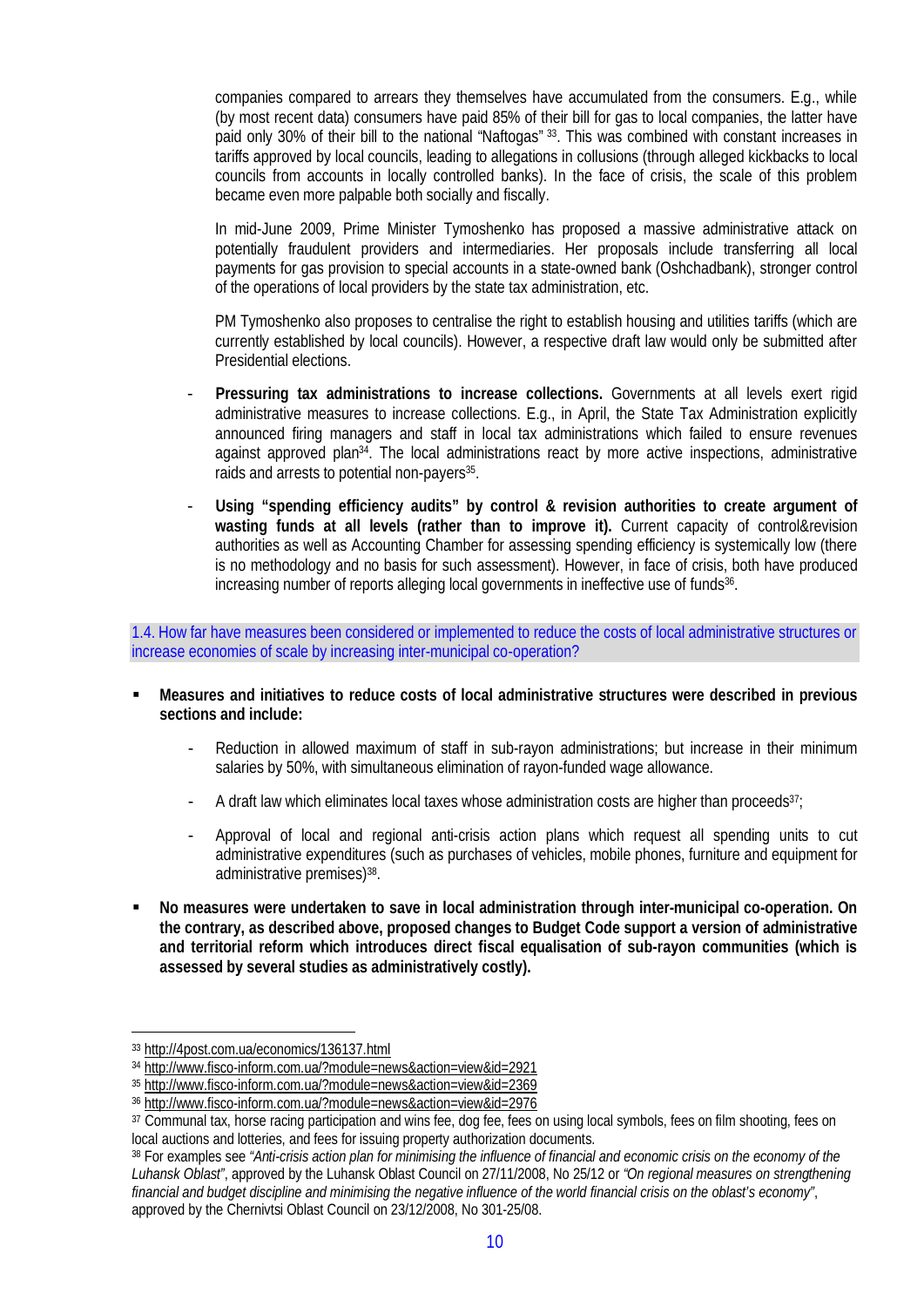companies compared to arrears they themselves have accumulated from the consumers. E.g., while (by most recent data) consumers have paid 85% of their bill for gas to local companies, the latter have paid only 30% of their bill to the national "Naftogas" [33]. This was combined with constant increases in tariffs approved by local councils, leading to allegations in collusions (through alleged kickbacks to local councils from accounts in locally controlled banks). In the face of crisis, the scale of this problem became even more palpable both socially and fiscally.

In mid-June 2009, Prime Minister Tymoshenko has proposed a massive administrative attack on potentially fraudulent providers and intermediaries. Her proposals include transferring all local payments for gas provision to special accounts in a state-owned bank (Oshchadbank), stronger control of the operations of local providers by the state tax administration, etc.

PM Tymoshenko also proposes to centralise the right to establish housing and utilities tariffs (which are currently established by local councils). However, a respective draft law would only be submitted after Presidential elections.

- **Pressuring tax administrations to increase collections.** Governments at all levels exert rigid administrative measures to increase collections. E.g., in April, the State Tax Administration explicitly announced firing managers and staff in local tax administrations which failed to ensure revenues against approved plan[34]. The local administrations react by more active inspections, administrative raids and arrests to potential non-payers[35].
- **Using "spending efficiency audits" by control & revision authorities to create argument of wasting funds at all levels (rather than to improve it).** Current capacity of control&revision authorities as well as Accounting Chamber for assessing spending efficiency is systemically low (there is no methodology and no basis for such assessment). However, in face of crisis, both have produced increasing number of reports alleging local governments in ineffective use of funds[36].

1.4. How far have measures been considered or implemented to reduce the costs of local administrative structures or increase economies of scale by increasing inter-municipal co-operation?

- **Measures and initiatives to reduce costs of local administrative structures were described in previous sections and include:**
  - Reduction in allowed maximum of staff in sub-rayon administrations; but increase in their minimum salaries by 50%, with simultaneous elimination of rayon-funded wage allowance.
  - A draft law which eliminates local taxes whose administration costs are higher than proceeds[37];
  - Approval of local and regional anti-crisis action plans which request all spending units to cut administrative expenditures (such as purchases of vehicles, mobile phones, furniture and equipment for administrative premises)[38].
- **No measures were undertaken to save in local administration through inter-municipal co-operation. On the contrary, as described above, proposed changes to Budget Code support a version of administrative and territorial reform which introduces direct fiscal equalisation of sub-rayon communities (which is assessed by several studies as administratively costly).**

---

[33] http://4post.com.ua/economics/136137.html

[34] http://www.fisco-inform.com.ua/?module=news&action=view&id=2921

[35] http://www.fisco-inform.com.ua/?module=news&action=view&id=2369

[36] http://www.fisco-inform.com.ua/?module=news&action=view&id=2976

[37] Communal tax, horse racing participation and wins fee, dog fee, fees on using local symbols, fees on film shooting, fees on local auctions and lotteries, and fees for issuing property authorization documents.

[38] For examples see *"Anti-crisis action plan for minimising the influence of financial and economic crisis on the economy of the Luhansk Oblast"*, approved by the Luhansk Oblast Council on 27/11/2008, No 25/12 or *"On regional measures on strengthening financial and budget discipline and minimising the negative influence of the world financial crisis on the oblast's economy"*, approved by the Chernivtsi Oblast Council on 23/12/2008, No 301-25/08.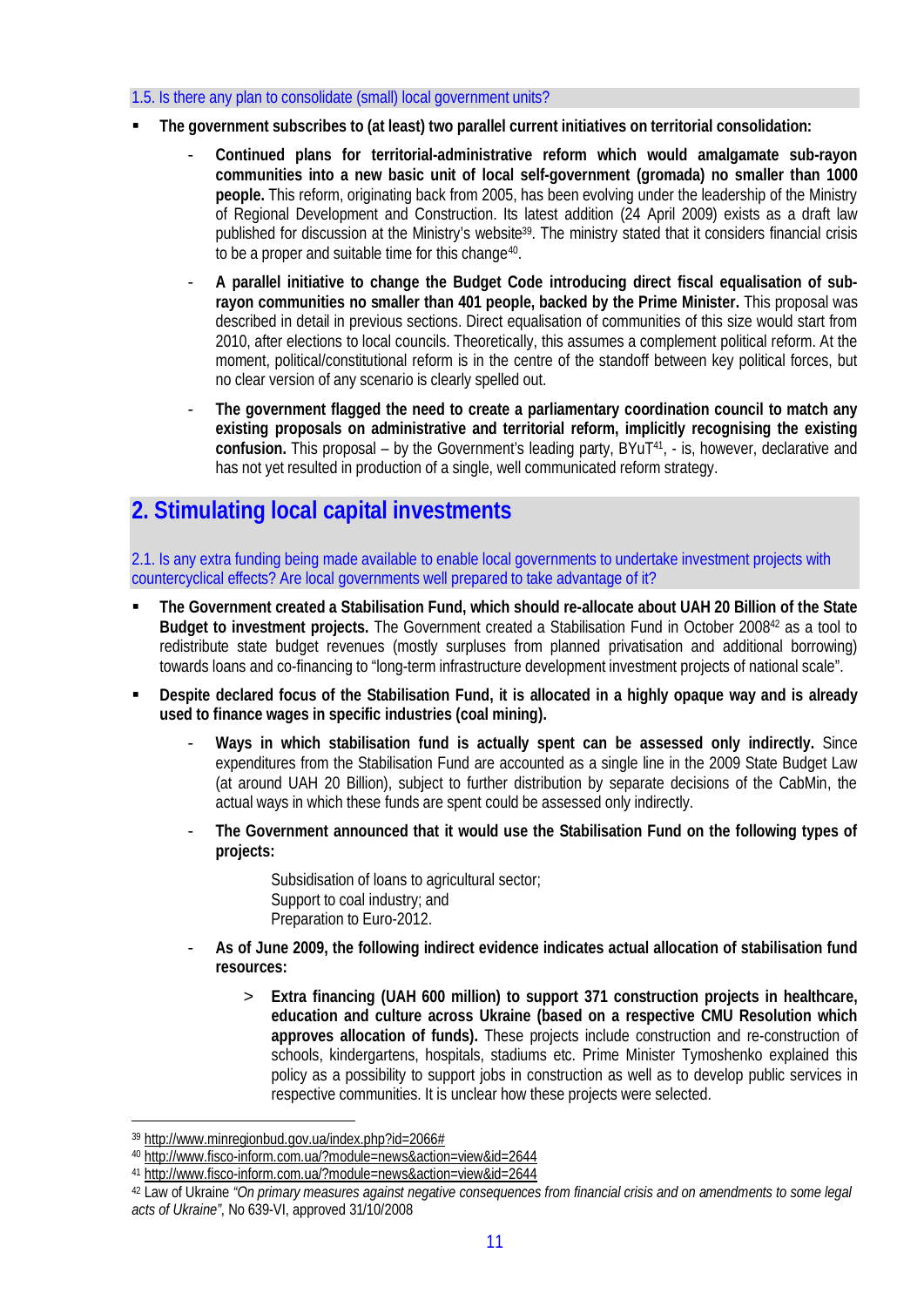### 1.5. Is there any plan to consolidate (small) local government units?

- **The government subscribes to (at least) two parallel current initiatives on territorial consolidation:**
    - **Continued plans for territorial-administrative reform which would amalgamate sub-rayon communities into a new basic unit of local self-government (gromada) no smaller than 1000 people.** This reform, originating back from 2005, has been evolving under the leadership of the Ministry of Regional Development and Construction. Its latest addition (24 April 2009) exists as a draft law published for discussion at the Ministry's website[39]. The ministry stated that it considers financial crisis to be a proper and suitable time for this change[40].
    - **A parallel initiative to change the Budget Code introducing direct fiscal equalisation of sub-rayon communities no smaller than 401 people, backed by the Prime Minister.** This proposal was described in detail in previous sections. Direct equalisation of communities of this size would start from 2010, after elections to local councils. Theoretically, this assumes a complement political reform. At the moment, political/constitutional reform is in the centre of the standoff between key political forces, but no clear version of any scenario is clearly spelled out.
    - **The government flagged the need to create a parliamentary coordination council to match any existing proposals on administrative and territorial reform, implicitly recognising the existing confusion.** This proposal – by the Government's leading party, BYuT[41], - is, however, declarative and has not yet resulted in production of a single, well communicated reform strategy.

## 2. Stimulating local capital investments

### 2.1. Is any extra funding being made available to enable local governments to undertake investment projects with countercyclical effects? Are local governments well prepared to take advantage of it?

- **The Government created a Stabilisation Fund, which should re-allocate about UAH 20 Billion of the State Budget to investment projects.** The Government created a Stabilisation Fund in October 2008[42] as a tool to redistribute state budget revenues (mostly surpluses from planned privatisation and additional borrowing) towards loans and co-financing to "long-term infrastructure development investment projects of national scale".
- **Despite declared focus of the Stabilisation Fund, it is allocated in a highly opaque way and is already used to finance wages in specific industries (coal mining).**
    - **Ways in which stabilisation fund is actually spent can be assessed only indirectly.** Since expenditures from the Stabilisation Fund are accounted as a single line in the 2009 State Budget Law (at around UAH 20 Billion), subject to further distribution by separate decisions of the CabMin, the actual ways in which these funds are spent could be assessed only indirectly.
    - **The Government announced that it would use the Stabilisation Fund on the following types of projects:**

      Subsidisation of loans to agricultural sector;  
      Support to coal industry; and  
      Preparation to Euro-2012.

    - **As of June 2009, the following indirect evidence indicates actual allocation of stabilisation fund resources:**
        > **Extra financing (UAH 600 million) to support 371 construction projects in healthcare, education and culture across Ukraine (based on a respective CMU Resolution which approves allocation of funds).** These projects include construction and re-construction of schools, kindergartens, hospitals, stadiums etc. Prime Minister Tymoshenko explained this policy as a possibility to support jobs in construction as well as to develop public services in respective communities. It is unclear how these projects were selected.

---

[39] http://www.minregionbud.gov.ua/index.php?id=2066#

[40] http://www.fisco-inform.com.ua/?module=news&action=view&id=2644

[41] http://www.fisco-inform.com.ua/?module=news&action=view&id=2644

[42] Law of Ukraine *"On primary measures against negative consequences from financial crisis and on amendments to some legal acts of Ukraine"*, No 639-VI, approved 31/10/2008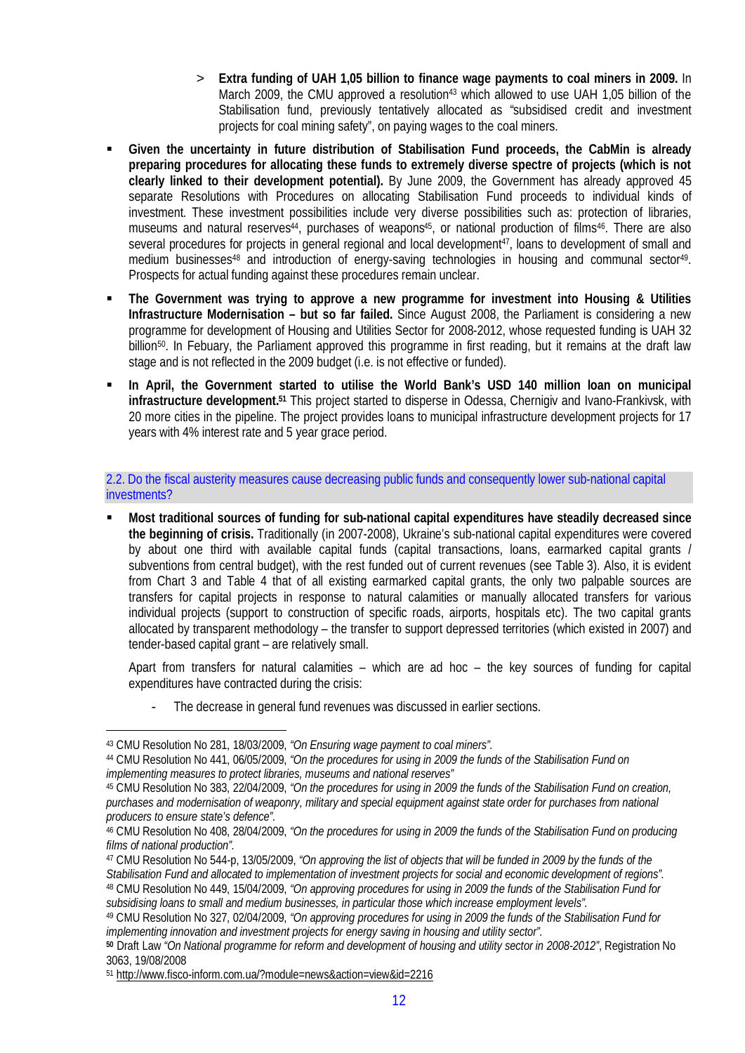> **Extra funding of UAH 1,05 billion to finance wage payments to coal miners in 2009.** In March 2009, the CMU approved a resolution[43] which allowed to use UAH 1,05 billion of the Stabilisation fund, previously tentatively allocated as "subsidised credit and investment projects for coal mining safety", on paying wages to the coal miners.

- **Given the uncertainty in future distribution of Stabilisation Fund proceeds, the CabMin is already preparing procedures for allocating these funds to extremely diverse spectre of projects (which is not clearly linked to their development potential).** By June 2009, the Government has already approved 45 separate Resolutions with Procedures on allocating Stabilisation Fund proceeds to individual kinds of investment. These investment possibilities include very diverse possibilities such as: protection of libraries, museums and natural reserves[44], purchases of weapons[45], or national production of films[46]. There are also several procedures for projects in general regional and local development[47], loans to development of small and medium businesses[48] and introduction of energy-saving technologies in housing and communal sector[49]. Prospects for actual funding against these procedures remain unclear.
- **The Government was trying to approve a new programme for investment into Housing & Utilities Infrastructure Modernisation – but so far failed.** Since August 2008, the Parliament is considering a new programme for development of Housing and Utilities Sector for 2008-2012, whose requested funding is UAH 32 billion[50]. In Febuary, the Parliament approved this programme in first reading, but it remains at the draft law stage and is not reflected in the 2009 budget (i.e. is not effective or funded).
- **In April, the Government started to utilise the World Bank's USD 140 million loan on municipal infrastructure development.[51]** This project started to disperse in Odessa, Chernigiv and Ivano-Frankivsk, with 20 more cities in the pipeline. The project provides loans to municipal infrastructure development projects for 17 years with 4% interest rate and 5 year grace period.

### 2.2. Do the fiscal austerity measures cause decreasing public funds and consequently lower sub-national capital investments?

- **Most traditional sources of funding for sub-national capital expenditures have steadily decreased since the beginning of crisis.** Traditionally (in 2007-2008), Ukraine's sub-national capital expenditures were covered by about one third with available capital funds (capital transactions, loans, earmarked capital grants / subventions from central budget), with the rest funded out of current revenues (see Table 3). Also, it is evident from Chart 3 and Table 4 that of all existing earmarked capital grants, the only two palpable sources are transfers for capital projects in response to natural calamities or manually allocated transfers for various individual projects (support to construction of specific roads, airports, hospitals etc). The two capital grants allocated by transparent methodology – the transfer to support depressed territories (which existed in 2007) and tender-based capital grant – are relatively small.

  Apart from transfers for natural calamities – which are ad hoc – the key sources of funding for capital expenditures have contracted during the crisis:

  - The decrease in general fund revenues was discussed in earlier sections.

---

[43] CMU Resolution No 281, 18/03/2009, *"On Ensuring wage payment to coal miners"*.

[44] CMU Resolution No 441, 06/05/2009, *"On the procedures for using in 2009 the funds of the Stabilisation Fund on implementing measures to protect libraries, museums and national reserves"*

[45] CMU Resolution No 383, 22/04/2009, *"On the procedures for using in 2009 the funds of the Stabilisation Fund on creation, purchases and modernisation of weaponry, military and special equipment against state order for purchases from national producers to ensure state's defence"*.

[46] CMU Resolution No 408, 28/04/2009, *"On the procedures for using in 2009 the funds of the Stabilisation Fund on producing films of national production"*.

[47] CMU Resolution No 544-p, 13/05/2009, *"On approving the list of objects that will be funded in 2009 by the funds of the Stabilisation Fund and allocated to implementation of investment projects for social and economic development of regions"*.

[48] CMU Resolution No 449, 15/04/2009, *"On approving procedures for using in 2009 the funds of the Stabilisation Fund for subsidising loans to small and medium businesses, in particular those which increase employment levels"*.

[49] CMU Resolution No 327, 02/04/2009, *"On approving procedures for using in 2009 the funds of the Stabilisation Fund for implementing innovation and investment projects for energy saving in housing and utility sector"*.

[50] Draft Law *"On National programme for reform and development of housing and utility sector in 2008-2012"*, Registration No 3063, 19/08/2008

[51] http://www.fisco-inform.com.ua/?module=news&action=view&id=2216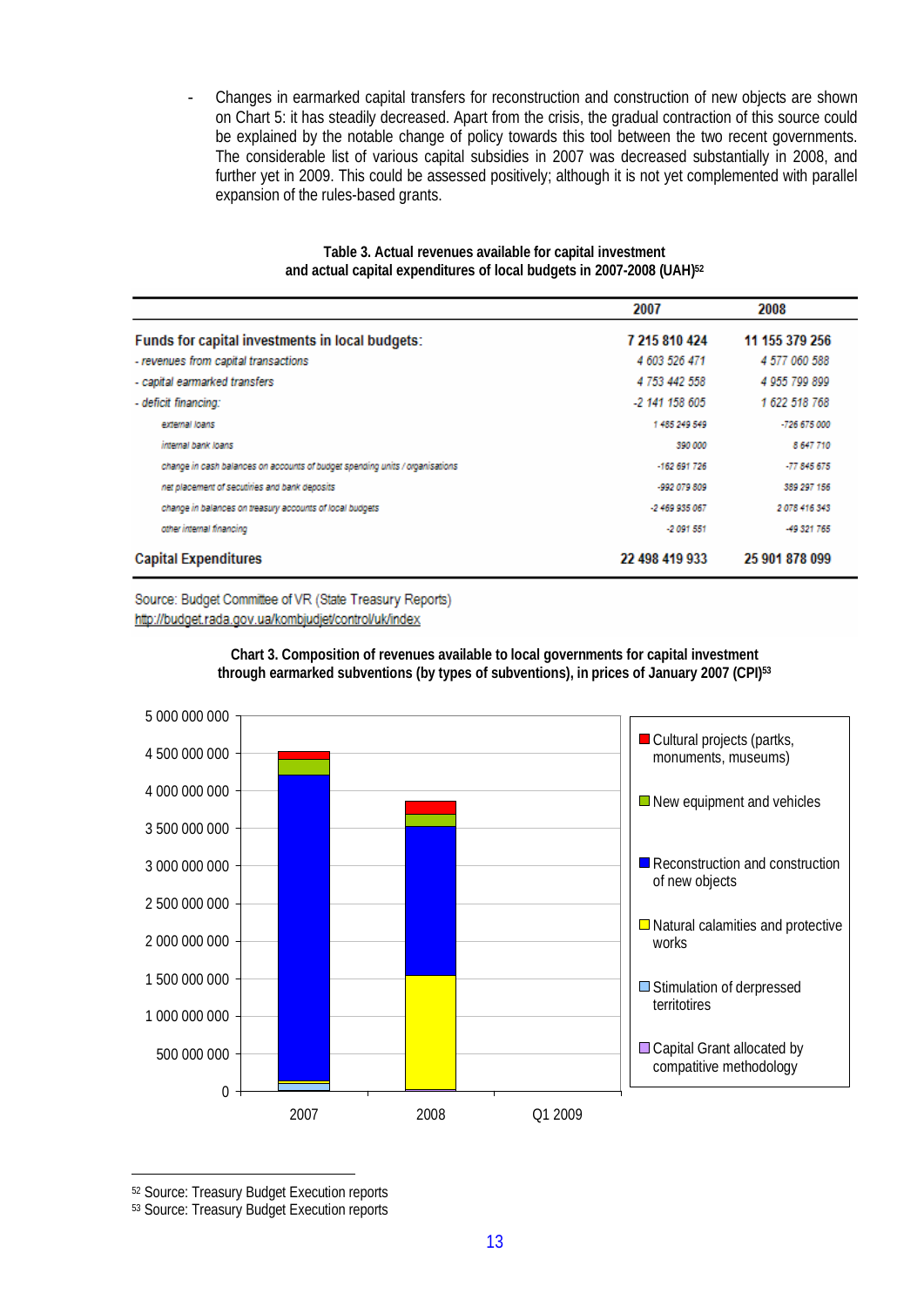- Changes in earmarked capital transfers for reconstruction and construction of new objects are shown on Chart 5: it has steadily decreased. Apart from the crisis, the gradual contraction of this source could be explained by the notable change of policy towards this tool between the two recent governments. The considerable list of various capital subsidies in 2007 was decreased substantially in 2008, and further yet in 2009. This could be assessed positively; although it is not yet complemented with parallel expansion of the rules-based grants.

**Table 3. Actual revenues available for capital investment and actual capital expenditures of local budgets in 2007-2008 (UAH)**[52]

| | 2007 | 2008 |
|---|---|---|
| **Funds for capital investments in local budgets:** | **7 215 810 424** | **11 155 379 256** |
| *- revenues from capital transactions* | *4 603 526 471* | *4 577 060 588* |
| *- capital earmarked transfers* | *4 753 442 558* | *4 955 799 899* |
| *- deficit financing:* | *-2 141 158 605* | *1 622 518 768* |
| *external loans* | *1 485 249 549* | *-726 675 000* |
| *internal bank loans* | *390 000* | *8 647 710* |
| *change in cash balances on accounts of budget spending units / organisations* | *-162 691 726* | *-77 845 675* |
| *net placement of secutiries and bank deposits* | *-992 079 809* | *389 297 156* |
| *change in balances on treasury accounts of local budgets* | *-2 469 935 067* | *2 078 416 343* |
| *other internal financing* | *-2 091 551* | *-49 321 765* |
| **Capital Expenditures** | **22 498 419 933** | **25 901 878 099** |

Source: Budget Committee of VR (State Treasury Reports)
http://budget.rada.gov.ua/kombjudjet/control/uk/index

**Chart 3. Composition of revenues available to local governments for capital investment through earmarked subventions (by types of subventions), in prices of January 2007 (CPI)**[53]

[52] Source: Treasury Budget Execution reports
[53] Source: Treasury Budget Execution reports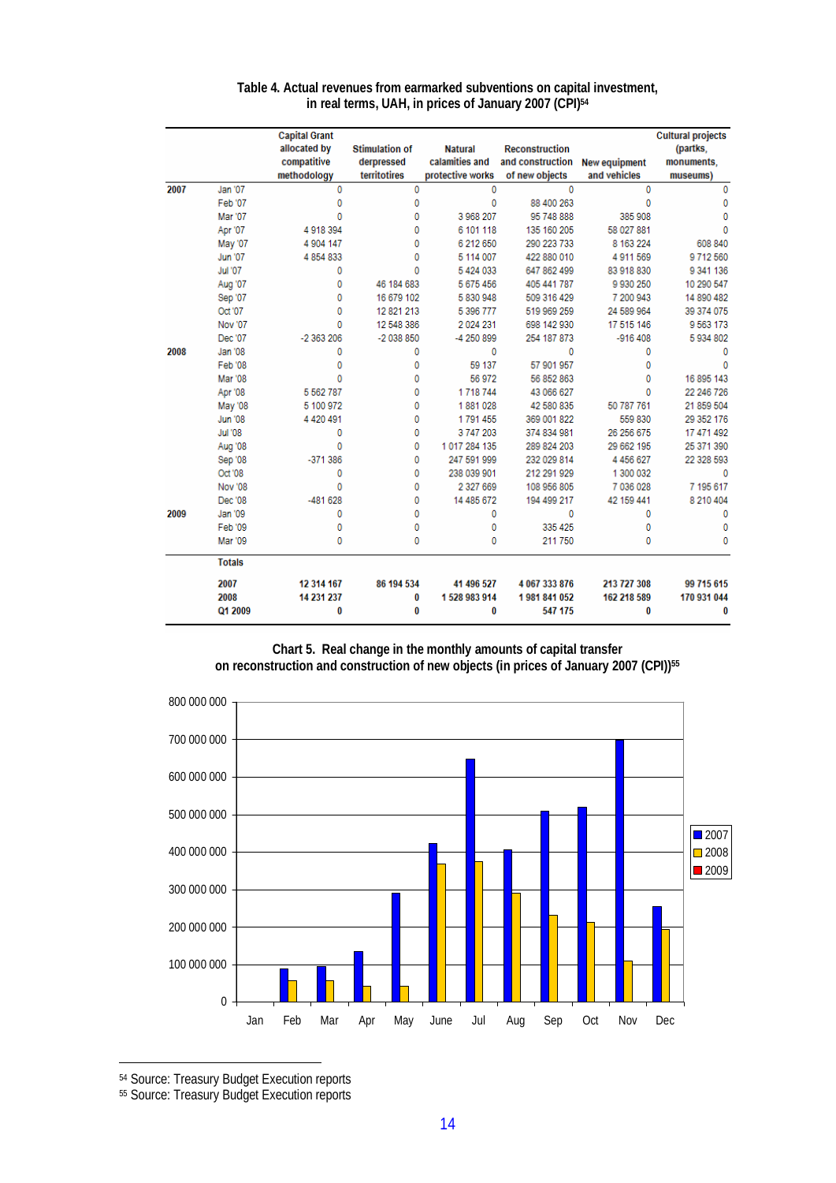**Table 4. Actual revenues from earmarked subventions on capital investment, in real terms, UAH, in prices of January 2007 (CPI)[54]**

| | | Capital Grant allocated by compatitive methodology | Stimulation of derpressed territotires | Natural calamities and protective works | Reconstruction and construction of new objects | New equipment and vehicles | Cultural projects (partks, monuments, museums) |
|---|---|---|---|---|---|---|---|
| 2007 | Jan '07 | 0 | 0 | 0 | 0 | 0 | 0 |
| | Feb '07 | 0 | 0 | 0 | 88 400 263 | 0 | 0 |
| | Mar '07 | 0 | 0 | 3 968 207 | 95 748 888 | 385 908 | 0 |
| | Apr '07 | 4 918 394 | 0 | 6 101 118 | 135 160 205 | 58 027 881 | 0 |
| | May '07 | 4 904 147 | 0 | 6 212 650 | 290 223 733 | 8 163 224 | 608 840 |
| | Jun '07 | 4 854 833 | 0 | 5 114 007 | 422 880 010 | 4 911 569 | 9 712 560 |
| | Jul '07 | 0 | 0 | 5 424 033 | 647 862 499 | 83 918 830 | 9 341 136 |
| | Aug '07 | 0 | 46 184 683 | 5 675 456 | 405 441 787 | 9 930 250 | 10 290 547 |
| | Sep '07 | 0 | 16 679 102 | 5 830 948 | 509 316 429 | 7 200 943 | 14 890 482 |
| | Oct '07 | 0 | 12 821 213 | 5 396 777 | 519 969 259 | 24 589 964 | 39 374 075 |
| | Nov '07 | 0 | 12 548 386 | 2 024 231 | 698 142 930 | 17 515 146 | 9 563 173 |
| | Dec '07 | -2 363 206 | -2 038 850 | -4 250 899 | 254 187 873 | -916 408 | 5 934 802 |
| 2008 | Jan '08 | 0 | 0 | 0 | 0 | 0 | 0 |
| | Feb '08 | 0 | 0 | 59 137 | 57 901 957 | 0 | 0 |
| | Mar '08 | 0 | 0 | 56 972 | 56 852 863 | 0 | 16 895 143 |
| | Apr '08 | 5 562 787 | 0 | 1 718 744 | 43 066 627 | 0 | 22 246 726 |
| | May '08 | 5 100 972 | 0 | 1 881 028 | 42 580 835 | 50 787 761 | 21 859 504 |
| | Jun '08 | 4 420 491 | 0 | 1 791 455 | 369 001 822 | 559 830 | 29 352 176 |
| | Jul '08 | 0 | 0 | 3 747 203 | 374 834 981 | 26 256 675 | 17 471 492 |
| | Aug '08 | 0 | 0 | 1 017 284 135 | 289 824 203 | 29 662 195 | 25 371 390 |
| | Sep '08 | -371 386 | 0 | 247 591 999 | 232 029 814 | 4 456 627 | 22 328 593 |
| | Oct '08 | 0 | 0 | 238 039 901 | 212 291 929 | 1 300 032 | 0 |
| | Nov '08 | 0 | 0 | 2 327 669 | 108 956 805 | 7 036 028 | 7 195 617 |
| | Dec '08 | -481 628 | 0 | 14 485 672 | 194 499 217 | 42 159 441 | 8 210 404 |
| 2009 | Jan '09 | 0 | 0 | 0 | 0 | 0 | 0 |
| | Feb '09 | 0 | 0 | 0 | 335 425 | 0 | 0 |
| | Mar '09 | 0 | 0 | 0 | 211 750 | 0 | 0 |
| | **Totals** | | | | | | |
| | **2007** | **12 314 167** | **86 194 534** | **41 496 527** | **4 067 333 876** | **213 727 308** | **99 715 615** |
| | **2008** | **14 231 237** | **0** | **1 528 983 914** | **1 981 841 052** | **162 218 589** | **170 931 044** |
| | **Q1 2009** | **0** | **0** | **0** | **547 175** | **0** | **0** |

**Chart 5. Real change in the monthly amounts of capital transfer on reconstruction and construction of new objects (in prices of January 2007 (CPI))[55]**

[54] Source: Treasury Budget Execution reports

[55] Source: Treasury Budget Execution reports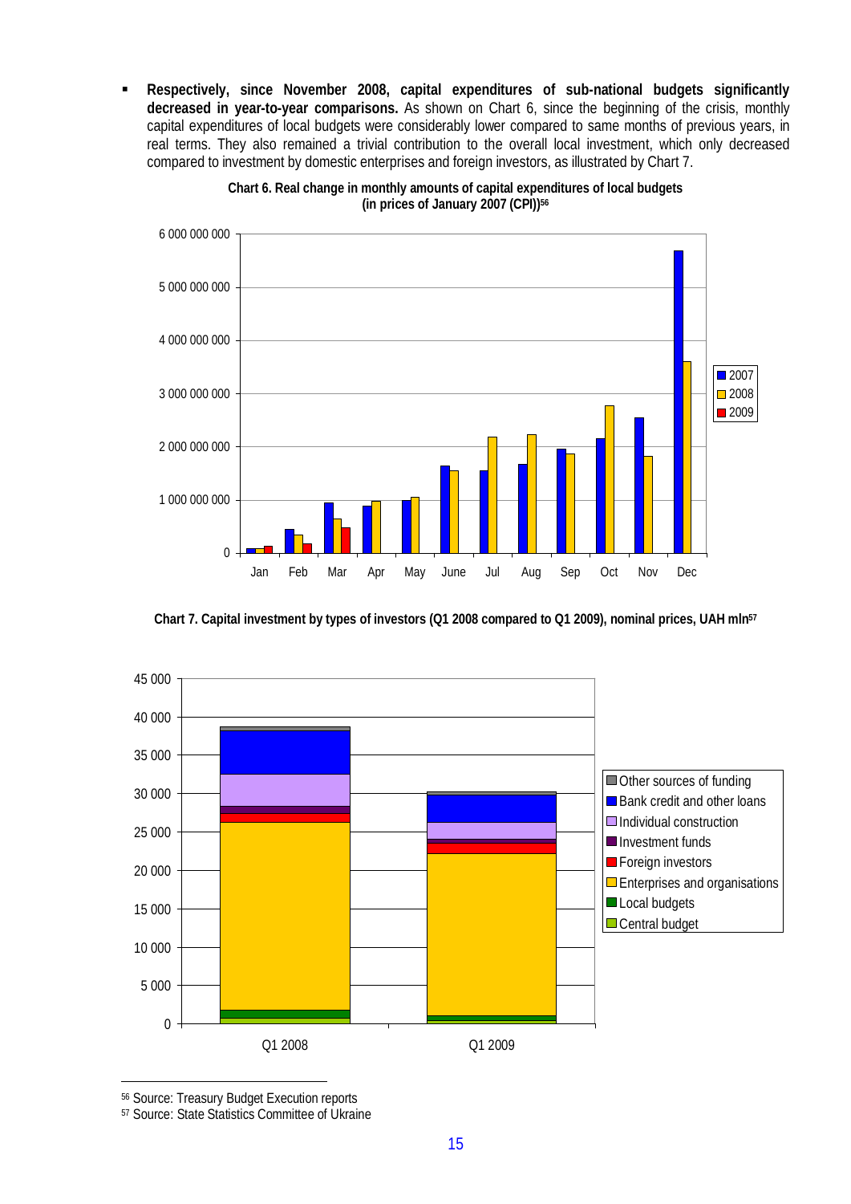- **Respectively, since November 2008, capital expenditures of sub-national budgets significantly decreased in year-to-year comparisons.** As shown on Chart 6, since the beginning of the crisis, monthly capital expenditures of local budgets were considerably lower compared to same months of previous years, in real terms. They also remained a trivial contribution to the overall local investment, which only decreased compared to investment by domestic enterprises and foreign investors, as illustrated by Chart 7.

**Chart 6. Real change in monthly amounts of capital expenditures of local budgets (in prices of January 2007 (CPI))[56]**

**Chart 7. Capital investment by types of investors (Q1 2008 compared to Q1 2009), nominal prices, UAH mln[57]**

---

[56] Source: Treasury Budget Execution reports

[57] Source: State Statistics Committee of Ukraine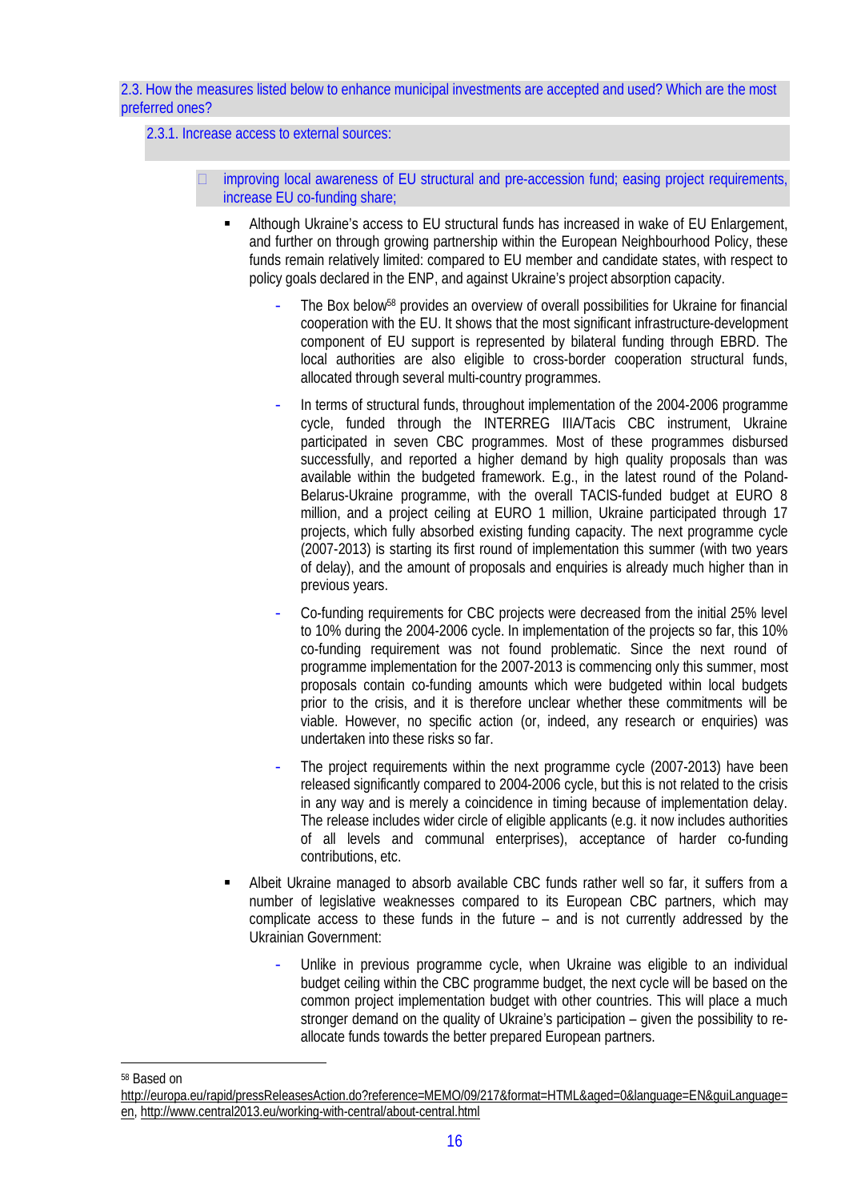## 2.3. How the measures listed below to enhance municipal investments are accepted and used? Which are the most preferred ones?

### 2.3.1. Increase access to external sources:

- improving local awareness of EU structural and pre-accession fund; easing project requirements, increase EU co-funding share;

  - Although Ukraine's access to EU structural funds has increased in wake of EU Enlargement, and further on through growing partnership within the European Neighbourhood Policy, these funds remain relatively limited: compared to EU member and candidate states, with respect to policy goals declared in the ENP, and against Ukraine's project absorption capacity.

    - The Box below[58] provides an overview of overall possibilities for Ukraine for financial cooperation with the EU. It shows that the most significant infrastructure-development component of EU support is represented by bilateral funding through EBRD. The local authorities are also eligible to cross-border cooperation structural funds, allocated through several multi-country programmes.

    - In terms of structural funds, throughout implementation of the 2004-2006 programme cycle, funded through the INTERREG IIIA/Tacis CBC instrument, Ukraine participated in seven CBC programmes. Most of these programmes disbursed successfully, and reported a higher demand by high quality proposals than was available within the budgeted framework. E.g., in the latest round of the Poland-Belarus-Ukraine programme, with the overall TACIS-funded budget at EURO 8 million, and a project ceiling at EURO 1 million, Ukraine participated through 17 projects, which fully absorbed existing funding capacity. The next programme cycle (2007-2013) is starting its first round of implementation this summer (with two years of delay), and the amount of proposals and enquiries is already much higher than in previous years.

    - Co-funding requirements for CBC projects were decreased from the initial 25% level to 10% during the 2004-2006 cycle. In implementation of the projects so far, this 10% co-funding requirement was not found problematic. Since the next round of programme implementation for the 2007-2013 is commencing only this summer, most proposals contain co-funding amounts which were budgeted within local budgets prior to the crisis, and it is therefore unclear whether these commitments will be viable. However, no specific action (or, indeed, any research or enquiries) was undertaken into these risks so far.

    - The project requirements within the next programme cycle (2007-2013) have been released significantly compared to 2004-2006 cycle, but this is not related to the crisis in any way and is merely a coincidence in timing because of implementation delay. The release includes wider circle of eligible applicants (e.g. it now includes authorities of all levels and communal enterprises), acceptance of harder co-funding contributions, etc.

  - Albeit Ukraine managed to absorb available CBC funds rather well so far, it suffers from a number of legislative weaknesses compared to its European CBC partners, which may complicate access to these funds in the future – and is not currently addressed by the Ukrainian Government:

    - Unlike in previous programme cycle, when Ukraine was eligible to an individual budget ceiling within the CBC programme budget, the next cycle will be based on the common project implementation budget with other countries. This will place a much stronger demand on the quality of Ukraine's participation – given the possibility to re-allocate funds towards the better prepared European partners.

---

[58] Based on http://europa.eu/rapid/pressReleasesAction.do?reference=MEMO/09/217&format=HTML&aged=0&language=EN&guiLanguage=en, http://www.central2013.eu/working-with-central/about-central.html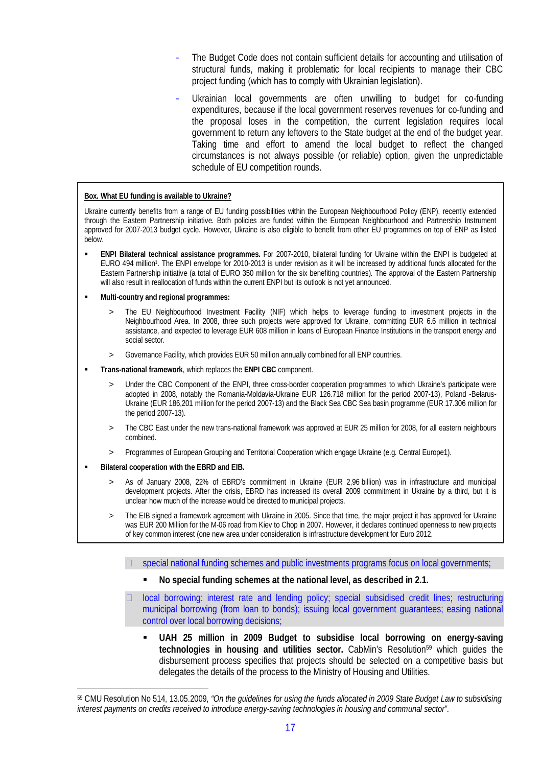- The Budget Code does not contain sufficient details for accounting and utilisation of structural funds, making it problematic for local recipients to manage their CBC project funding (which has to comply with Ukrainian legislation).
- Ukrainian local governments are often unwilling to budget for co-funding expenditures, because if the local government reserves revenues for co-funding and the proposal loses in the competition, the current legislation requires local government to return any leftovers to the State budget at the end of the budget year. Taking time and effort to amend the local budget to reflect the changed circumstances is not always possible (or reliable) option, given the unpredictable schedule of EU competition rounds.

---

**Box. What EU funding is available to Ukraine?**

Ukraine currently benefits from a range of EU funding possibilities within the European Neighbourhood Policy (ENP), recently extended through the Eastern Partnership initiative. Both policies are funded within the European Neighbourhood and Partnership Instrument approved for 2007-2013 budget cycle. However, Ukraine is also eligible to benefit from other EU programmes on top of ENP as listed below.

- **ENPI Bilateral technical assistance programmes.** For 2007-2010, bilateral funding for Ukraine within the ENPI is budgeted at EURO 494 million[1]. The ENPI envelope for 2010-2013 is under revision as it will be increased by additional funds allocated for the Eastern Partnership initiative (a total of EURO 350 million for the six benefiting countries). The approval of the Eastern Partnership will also result in reallocation of funds within the current ENPI but its outlook is not yet announced.
- **Multi-country and regional programmes:**
  - > The EU Neighbourhood Investment Facility (NIF) which helps to leverage funding to investment projects in the Neighbourhood Area. In 2008, three such projects were approved for Ukraine, committing EUR 6.6 million in technical assistance, and expected to leverage EUR 608 million in loans of European Finance Institutions in the transport energy and social sector.
  - > Governance Facility, which provides EUR 50 million annually combined for all ENP countries.
- **Trans-national framework**, which replaces the **ENPI CBC** component.
  - > Under the CBC Component of the ENPI, three cross-border cooperation programmes to which Ukraine's participate were adopted in 2008, notably the Romania-Moldavia-Ukraine EUR 126.718 million for the period 2007-13), Poland -Belarus-Ukraine (EUR 186,201 million for the period 2007-13) and the Black Sea CBC Sea basin programme (EUR 17.306 million for the period 2007-13).
  - > The CBC East under the new trans-national framework was approved at EUR 25 million for 2008, for all eastern neighbours combined.
  - > Programmes of European Grouping and Territorial Cooperation which engage Ukraine (e.g. Central Europe1).
- **Bilateral cooperation with the EBRD and EIB.**
  - > As of January 2008, 22% of EBRD's commitment in Ukraine (EUR 2,96 billion) was in infrastructure and municipal development projects. After the crisis, EBRD has increased its overall 2009 commitment in Ukraine by a third, but it is unclear how much of the increase would be directed to municipal projects.
  - > The EIB signed a framework agreement with Ukraine in 2005. Since that time, the major project it has approved for Ukraine was EUR 200 Million for the M-06 road from Kiev to Chop in 2007. However, it declares continued openness to new projects of key common interest (one new area under consideration is infrastructure development for Euro 2012.

---

- special national funding schemes and public investments programs focus on local governments;
  - **No special funding schemes at the national level, as described in 2.1.**
- local borrowing: interest rate and lending policy; special subsidised credit lines; restructuring municipal borrowing (from loan to bonds); issuing local government guarantees; easing national control over local borrowing decisions;
  - **UAH 25 million in 2009 Budget to subsidise local borrowing on energy-saving technologies in housing and utilities sector.** CabMin's Resolution[59] which guides the disbursement process specifies that projects should be selected on a competitive basis but delegates the details of the process to the Ministry of Housing and Utilities.

---

[59] CMU Resolution No 514, 13.05.2009, *"On the guidelines for using the funds allocated in 2009 State Budget Law to subsidising interest payments on credits received to introduce energy-saving technologies in housing and communal sector"*.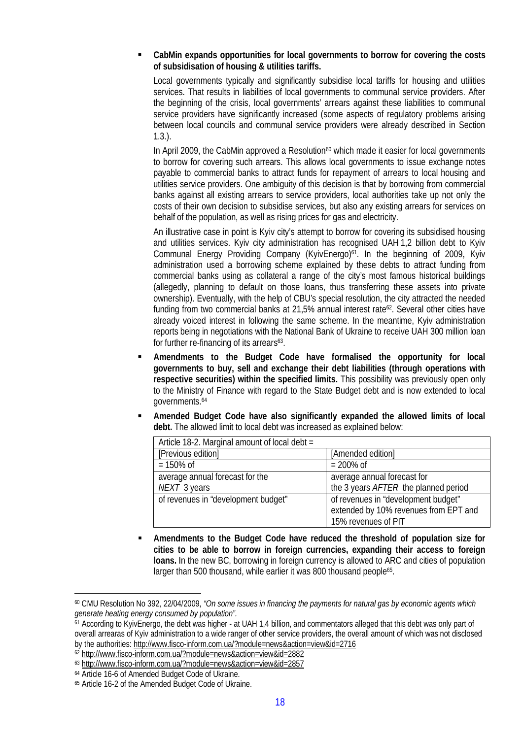- **CabMin expands opportunities for local governments to borrow for covering the costs of subsidisation of housing & utilities tariffs.**

  Local governments typically and significantly subsidise local tariffs for housing and utilities services. That results in liabilities of local governments to communal service providers. After the beginning of the crisis, local governments' arrears against these liabilities to communal service providers have significantly increased (some aspects of regulatory problems arising between local councils and communal service providers were already described in Section 1.3.).

  In April 2009, the CabMin approved a Resolution[60] which made it easier for local governments to borrow for covering such arrears. This allows local governments to issue exchange notes payable to commercial banks to attract funds for repayment of arrears to local housing and utilities service providers. One ambiguity of this decision is that by borrowing from commercial banks against all existing arrears to service providers, local authorities take up not only the costs of their own decision to subsidise services, but also any existing arrears for services on behalf of the population, as well as rising prices for gas and electricity.

  An illustrative case in point is Kyiv city's attempt to borrow for covering its subsidised housing and utilities services. Kyiv city administration has recognised UAH 1,2 billion debt to Kyiv Communal Energy Providing Company (KyivEnergo)[61]. In the beginning of 2009, Kyiv administration used a borrowing scheme explained by these debts to attract funding from commercial banks using as collateral a range of the city's most famous historical buildings (allegedly, planning to default on those loans, thus transferring these assets into private ownership). Eventually, with the help of CBU's special resolution, the city attracted the needed funding from two commercial banks at 21,5% annual interest rate[62]. Several other cities have already voiced interest in following the same scheme. In the meantime, Kyiv administration reports being in negotiations with the National Bank of Ukraine to receive UAH 300 million loan for further re-financing of its arrears[63].

- **Amendments to the Budget Code have formalised the opportunity for local governments to buy, sell and exchange their debt liabilities (through operations with respective securities) within the specified limits.** This possibility was previously open only to the Ministry of Finance with regard to the State Budget debt and is now extended to local governments.[64]

- **Amended Budget Code have also significantly expanded the allowed limits of local debt.** The allowed limit to local debt was increased as explained below:

| Article 18-2. Marginal amount of local debt = | |
|---|---|
| [Previous edition] | [Amended edition] |
| = 150% of | = 200% of |
| average annual forecast for the *NEXT* 3 years | average annual forecast for the 3 years *AFTER* the planned period |
| of revenues in "development budget" | of revenues in "development budget" extended by 10% revenues from EPT and 15% revenues of PIT |

- **Amendments to the Budget Code have reduced the threshold of population size for cities to be able to borrow in foreign currencies, expanding their access to foreign loans.** In the new BC, borrowing in foreign currency is allowed to ARC and cities of population larger than 500 thousand, while earlier it was 800 thousand people[65].

---

[60] CMU Resolution No 392, 22/04/2009, *"On some issues in financing the payments for natural gas by economic agents which generate heating energy consumed by population"*.

[61] According to KyivEnergo, the debt was higher - at UAH 1,4 billion, and commentators alleged that this debt was only part of overall arrearas of Kyiv administration to a wide ranger of other service providers, the overall amount of which was not disclosed by the authorities: http://www.fisco-inform.com.ua/?module=news&action=view&id=2716

[62] http://www.fisco-inform.com.ua/?module=news&action=view&id=2882

[63] http://www.fisco-inform.com.ua/?module=news&action=view&id=2857

[64] Article 16-6 of Amended Budget Code of Ukraine.

[65] Article 16-2 of the Amended Budget Code of Ukraine.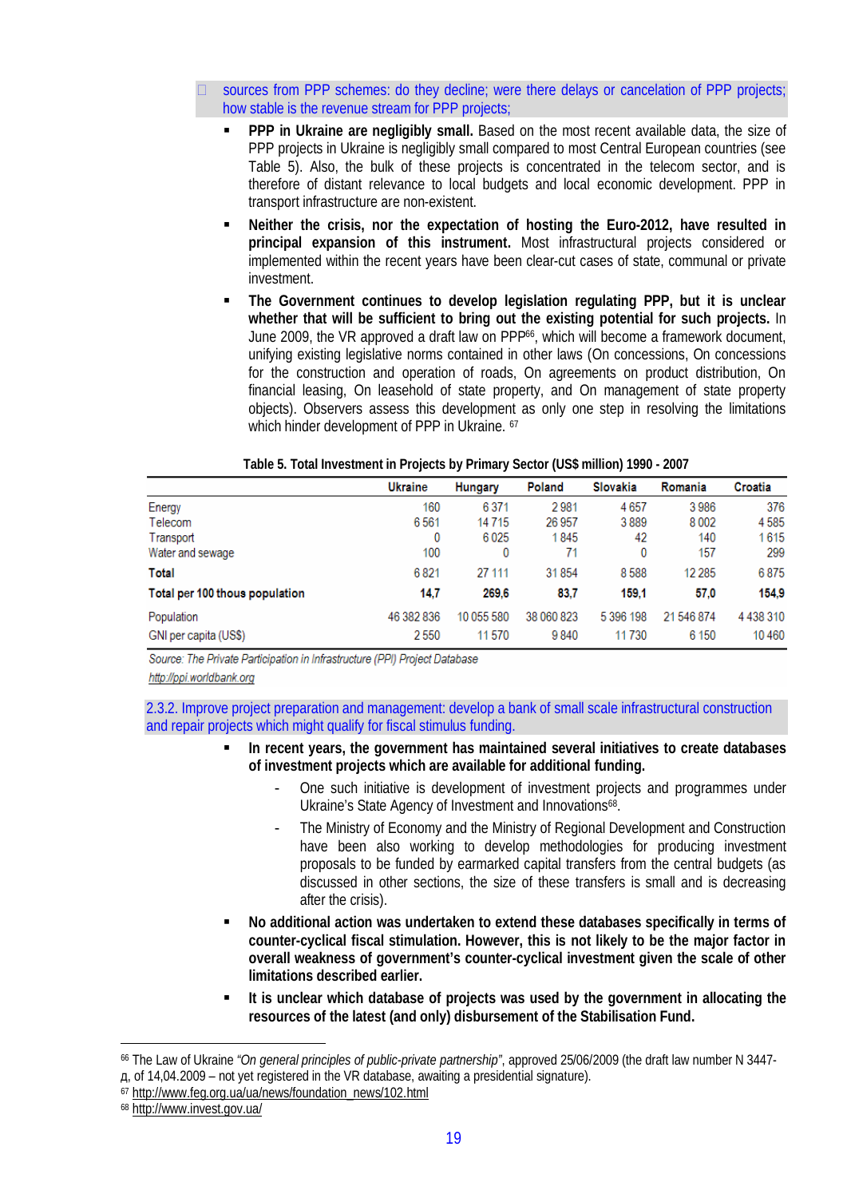- sources from PPP schemes: do they decline; were there delays or cancelation of PPP projects; how stable is the revenue stream for PPP projects;

  - **PPP in Ukraine are negligibly small.** Based on the most recent available data, the size of PPP projects in Ukraine is negligibly small compared to most Central European countries (see Table 5). Also, the bulk of these projects is concentrated in the telecom sector, and is therefore of distant relevance to local budgets and local economic development. PPP in transport infrastructure are non-existent.
  - **Neither the crisis, nor the expectation of hosting the Euro-2012, have resulted in principal expansion of this instrument.** Most infrastructural projects considered or implemented within the recent years have been clear-cut cases of state, communal or private investment.
  - **The Government continues to develop legislation regulating PPP, but it is unclear whether that will be sufficient to bring out the existing potential for such projects.** In June 2009, the VR approved a draft law on PPP[66], which will become a framework document, unifying existing legislative norms contained in other laws (On concessions, On concessions for the construction and operation of roads, On agreements on product distribution, On financial leasing, On leasehold of state property, and On management of state property objects). Observers assess this development as only one step in resolving the limitations which hinder development of PPP in Ukraine. [67]

**Table 5. Total Investment in Projects by Primary Sector (US$ million) 1990 - 2007**

| | Ukraine | Hungary | Poland | Slovakia | Romania | Croatia |
|---|---|---|---|---|---|---|
| Energy | 160 | 6 371 | 2 981 | 4 657 | 3 986 | 376 |
| Telecom | 6 561 | 14 715 | 26 957 | 3 889 | 8 002 | 4 585 |
| Transport | 0 | 6 025 | 1 845 | 42 | 140 | 1 615 |
| Water and sewage | 100 | 0 | 71 | 0 | 157 | 299 |
| **Total** | 6 821 | 27 111 | 31 854 | 8 588 | 12 285 | 6 875 |
| **Total per 100 thous population** | **14,7** | **269,6** | **83,7** | **159,1** | **57,0** | **154,9** |
| Population | 46 382 836 | 10 055 580 | 38 060 823 | 5 396 198 | 21 546 874 | 4 438 310 |
| GNI per capita (US$) | 2 550 | 11 570 | 9 840 | 11 730 | 6 150 | 10 460 |

*Source: The Private Participation in Infrastructure (PPI) Project Database*
http://ppi.worldbank.org

### 2.3.2. Improve project preparation and management: develop a bank of small scale infrastructural construction and repair projects which might qualify for fiscal stimulus funding.

- **In recent years, the government has maintained several initiatives to create databases of investment projects which are available for additional funding.**
  - One such initiative is development of investment projects and programmes under Ukraine's State Agency of Investment and Innovations[68].
  - The Ministry of Economy and the Ministry of Regional Development and Construction have been also working to develop methodologies for producing investment proposals to be funded by earmarked capital transfers from the central budgets (as discussed in other sections, the size of these transfers is small and is decreasing after the crisis).
- **No additional action was undertaken to extend these databases specifically in terms of counter-cyclical fiscal stimulation. However, this is not likely to be the major factor in overall weakness of government's counter-cyclical investment given the scale of other limitations described earlier.**
- **It is unclear which database of projects was used by the government in allocating the resources of the latest (and only) disbursement of the Stabilisation Fund.**

---

[66] The Law of Ukraine *"On general principles of public-private partnership"*, approved 25/06/2009 (the draft law number N 3447-д, of 14,04.2009 – not yet registered in the VR database, awaiting a presidential signature).

[67] http://www.feg.org.ua/ua/news/foundation_news/102.html

[68] http://www.invest.gov.ua/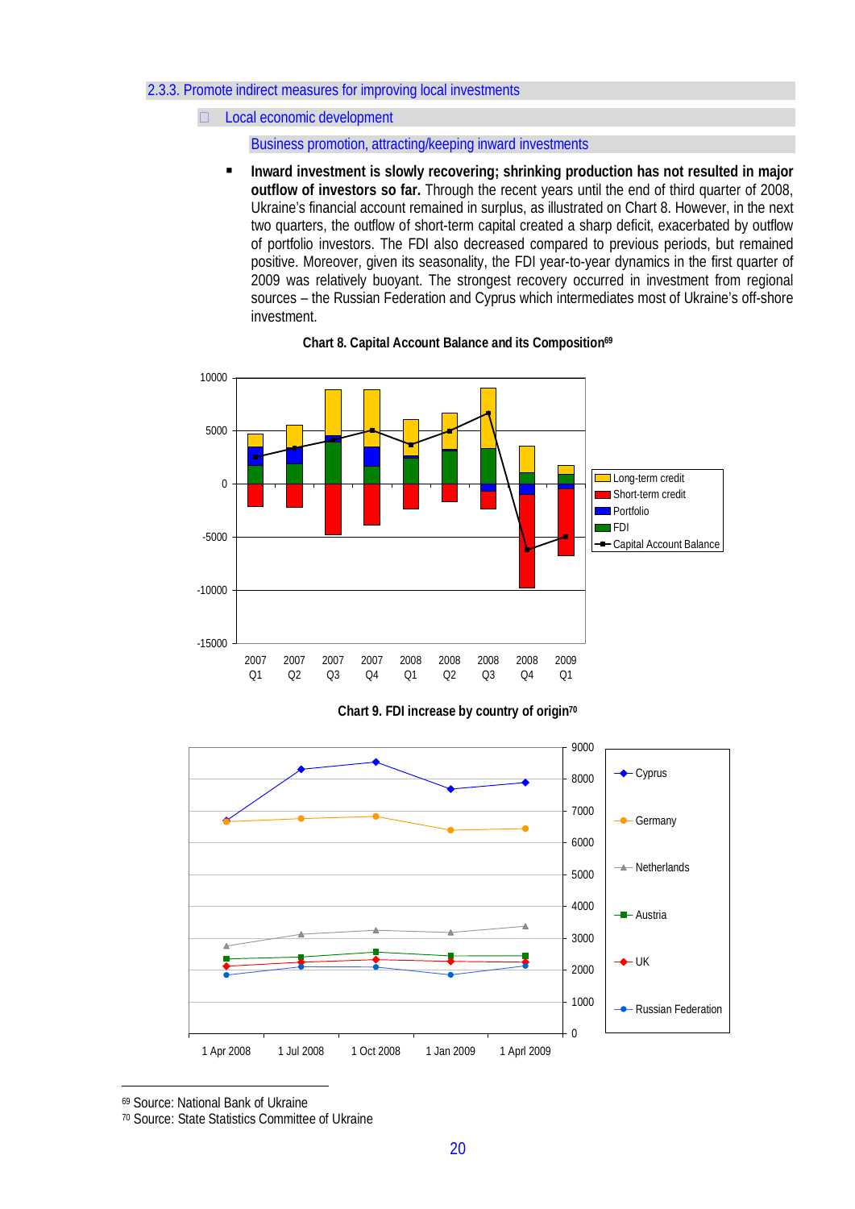### 2.3.3. Promote indirect measures for improving local investments

#### Local economic development

##### Business promotion, attracting/keeping inward investments

- **Inward investment is slowly recovering; shrinking production has not resulted in major outflow of investors so far.** Through the recent years until the end of third quarter of 2008, Ukraine's financial account remained in surplus, as illustrated on Chart 8. However, in the next two quarters, the outflow of short-term capital created a sharp deficit, exacerbated by outflow of portfolio investors. The FDI also decreased compared to previous periods, but remained positive. Moreover, given its seasonality, the FDI year-to-year dynamics in the first quarter of 2009 was relatively buoyant. The strongest recovery occurred in investment from regional sources – the Russian Federation and Cyprus which intermediates most of Ukraine's off-shore investment.

**Chart 8. Capital Account Balance and its Composition**[69]

**Chart 9. FDI increase by country of origin**[70]

---

[69] Source: National Bank of Ukraine

[70] Source: State Statistics Committee of Ukraine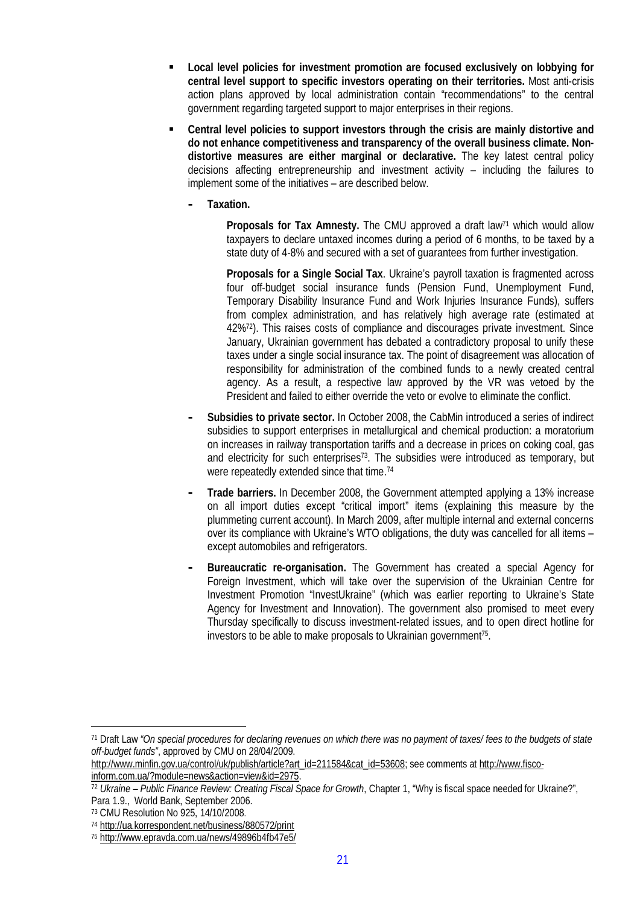- **Local level policies for investment promotion are focused exclusively on lobbying for central level support to specific investors operating on their territories.** Most anti-crisis action plans approved by local administration contain "recommendations" to the central government regarding targeted support to major enterprises in their regions.

- **Central level policies to support investors through the crisis are mainly distortive and do not enhance competitiveness and transparency of the overall business climate. Non-distortive measures are either marginal or declarative.** The key latest central policy decisions affecting entrepreneurship and investment activity – including the failures to implement some of the initiatives – are described below.

  - **Taxation.**

    **Proposals for Tax Amnesty.** The CMU approved a draft law[71] which would allow taxpayers to declare untaxed incomes during a period of 6 months, to be taxed by a state duty of 4-8% and secured with a set of guarantees from further investigation.

    **Proposals for a Single Social Tax**. Ukraine's payroll taxation is fragmented across four off-budget social insurance funds (Pension Fund, Unemployment Fund, Temporary Disability Insurance Fund and Work Injuries Insurance Funds), suffers from complex administration, and has relatively high average rate (estimated at 42%[72]). This raises costs of compliance and discourages private investment. Since January, Ukrainian government has debated a contradictory proposal to unify these taxes under a single social insurance tax. The point of disagreement was allocation of responsibility for administration of the combined funds to a newly created central agency. As a result, a respective law approved by the VR was vetoed by the President and failed to either override the veto or evolve to eliminate the conflict.

  - **Subsidies to private sector.** In October 2008, the CabMin introduced a series of indirect subsidies to support enterprises in metallurgical and chemical production: a moratorium on increases in railway transportation tariffs and a decrease in prices on coking coal, gas and electricity for such enterprises[73]. The subsidies were introduced as temporary, but were repeatedly extended since that time.[74]

  - **Trade barriers.** In December 2008, the Government attempted applying a 13% increase on all import duties except "critical import" items (explaining this measure by the plummeting current account). In March 2009, after multiple internal and external concerns over its compliance with Ukraine's WTO obligations, the duty was cancelled for all items – except automobiles and refrigerators.

  - **Bureaucratic re-organisation.** The Government has created a special Agency for Foreign Investment, which will take over the supervision of the Ukrainian Centre for Investment Promotion "InvestUkraine" (which was earlier reporting to Ukraine's State Agency for Investment and Innovation). The government also promised to meet every Thursday specifically to discuss investment-related issues, and to open direct hotline for investors to be able to make proposals to Ukrainian government[75].

---

[71] Draft Law *"On special procedures for declaring revenues on which there was no payment of taxes/ fees to the budgets of state off-budget funds"*, approved by CMU on 28/04/2009. http://www.minfin.gov.ua/control/uk/publish/article?art_id=211584&cat_id=53608; see comments at http://www.fisco-inform.com.ua/?module=news&action=view&id=2975.

[72] *Ukraine – Public Finance Review: Creating Fiscal Space for Growth*, Chapter 1, "Why is fiscal space needed for Ukraine?", Para 1.9., World Bank, September 2006.

[73] CMU Resolution No 925, 14/10/2008.

[74] http://ua.korrespondent.net/business/880572/print

[75] http://www.epravda.com.ua/news/49896b4fb47e5/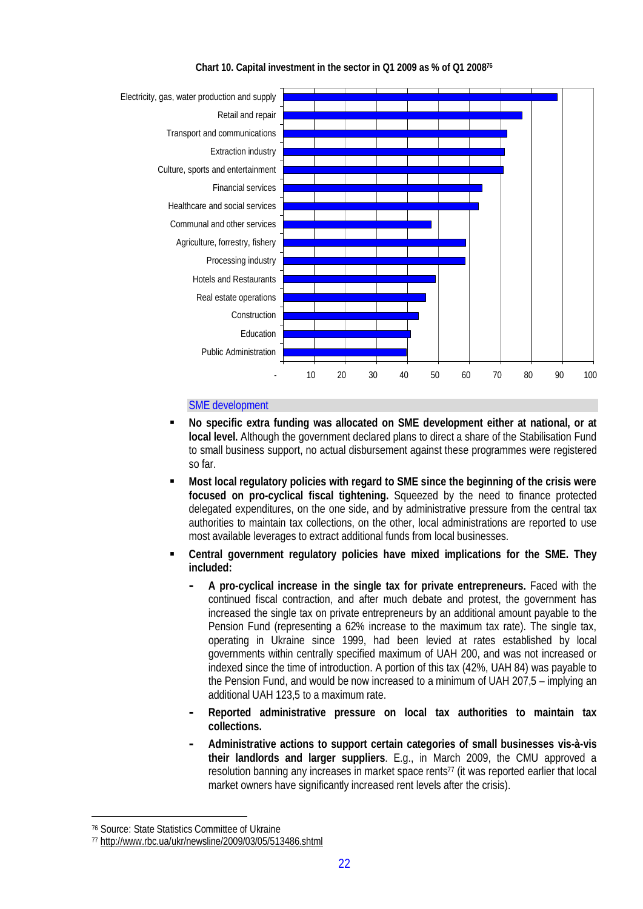**Chart 10. Capital investment in the sector in Q1 2009 as % of Q1 2008**[76]

| Sector | % |
|---|---|
| Electricity, gas, water production and supply | ~88 |
| Retail and repair | ~77 |
| Transport and communications | ~72 |
| Extraction industry | ~71 |
| Culture, sports and entertainment | ~71 |
| Financial services | ~64 |
| Healthcare and social services | ~63 |
| Communal and other services | ~48 |
| Agriculture, forestry, fishery | ~59 |
| Processing industry | ~59 |
| Hotels and Restaurants | ~49 |
| Real estate operations | ~46 |
| Construction | ~44 |
| Education | ~41 |
| Public Administration | ~40 |

## SME development

- **No specific extra funding was allocated on SME development either at national, or at local level.** Although the government declared plans to direct a share of the Stabilisation Fund to small business support, no actual disbursement against these programmes were registered so far.
- **Most local regulatory policies with regard to SME since the beginning of the crisis were focused on pro-cyclical fiscal tightening.** Squeezed by the need to finance protected delegated expenditures, on the one side, and by administrative pressure from the central tax authorities to maintain tax collections, on the other, local administrations are reported to use most available leverages to extract additional funds from local businesses.
- **Central government regulatory policies have mixed implications for the SME. They included:**
  - **A pro-cyclical increase in the single tax for private entrepreneurs.** Faced with the continued fiscal contraction, and after much debate and protest, the government has increased the single tax on private entrepreneurs by an additional amount payable to the Pension Fund (representing a 62% increase to the maximum tax rate). The single tax, operating in Ukraine since 1999, had been levied at rates established by local governments within centrally specified maximum of UAH 200, and was not increased or indexed since the time of introduction. A portion of this tax (42%, UAH 84) was payable to the Pension Fund, and would be now increased to a minimum of UAH 207,5 – implying an additional UAH 123,5 to a maximum rate.
  - **Reported administrative pressure on local tax authorities to maintain tax collections.**
  - **Administrative actions to support certain categories of small businesses vis-à-vis their landlords and larger suppliers**. E.g., in March 2009, the CMU approved a resolution banning any increases in market space rents[77] (it was reported earlier that local market owners have significantly increased rent levels after the crisis).

---

[76] Source: State Statistics Committee of Ukraine

[77] http://www.rbc.ua/ukr/newsline/2009/03/05/513486.shtml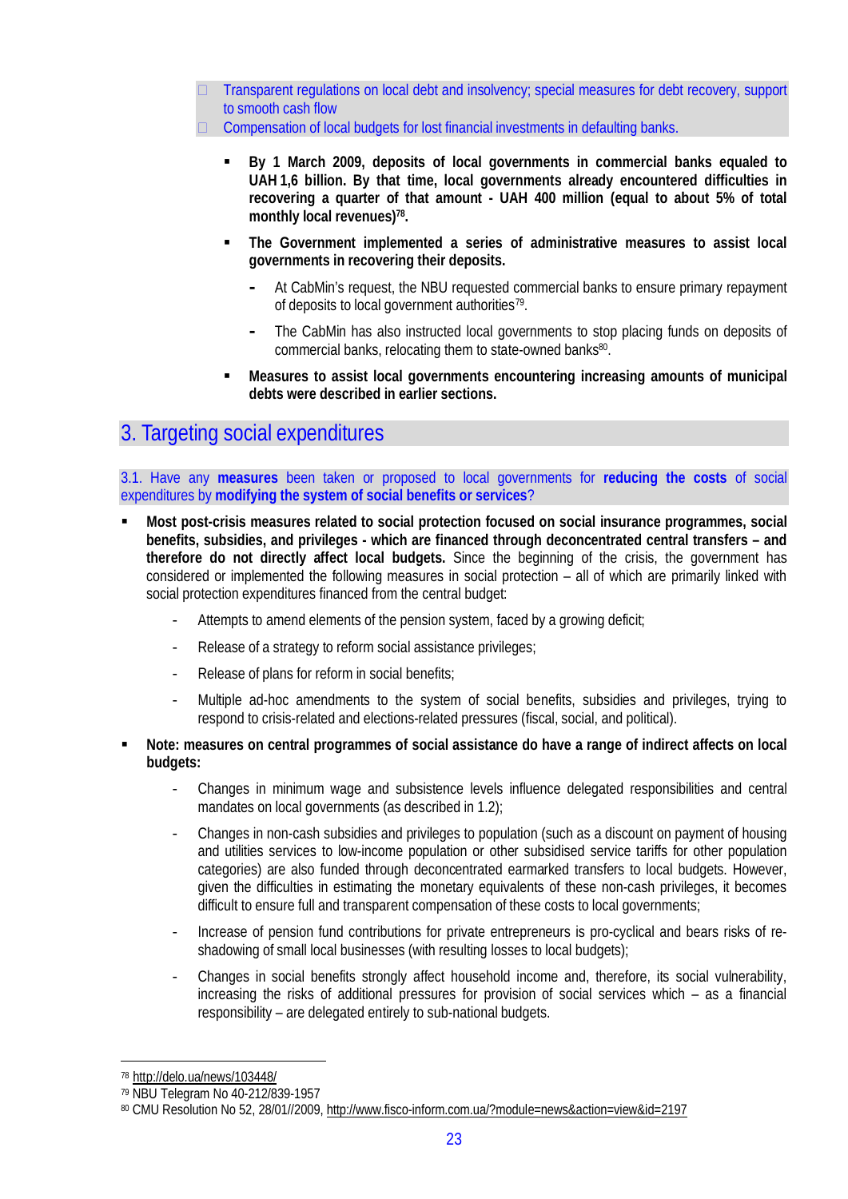- Transparent regulations on local debt and insolvency; special measures for debt recovery, support to smooth cash flow
- Compensation of local budgets for lost financial investments in defaulting banks.

- **By 1 March 2009, deposits of local governments in commercial banks equaled to UAH 1,6 billion. By that time, local governments already encountered difficulties in recovering a quarter of that amount - UAH 400 million (equal to about 5% of total monthly local revenues)[78].**
- **The Government implemented a series of administrative measures to assist local governments in recovering their deposits.**
  - At CabMin's request, the NBU requested commercial banks to ensure primary repayment of deposits to local government authorities[79].
  - The CabMin has also instructed local governments to stop placing funds on deposits of commercial banks, relocating them to state-owned banks[80].
- **Measures to assist local governments encountering increasing amounts of municipal debts were described in earlier sections.**

# 3. Targeting social expenditures

3.1. Have any **measures** been taken or proposed to local governments for **reducing the costs** of social expenditures by **modifying the system of social benefits or services**?

- **Most post-crisis measures related to social protection focused on social insurance programmes, social benefits, subsidies, and privileges - which are financed through deconcentrated central transfers – and therefore do not directly affect local budgets.** Since the beginning of the crisis, the government has considered or implemented the following measures in social protection – all of which are primarily linked with social protection expenditures financed from the central budget:
  - Attempts to amend elements of the pension system, faced by a growing deficit;
  - Release of a strategy to reform social assistance privileges;
  - Release of plans for reform in social benefits;
  - Multiple ad-hoc amendments to the system of social benefits, subsidies and privileges, trying to respond to crisis-related and elections-related pressures (fiscal, social, and political).
- **Note: measures on central programmes of social assistance do have a range of indirect affects on local budgets:**
  - Changes in minimum wage and subsistence levels influence delegated responsibilities and central mandates on local governments (as described in 1.2);
  - Changes in non-cash subsidies and privileges to population (such as a discount on payment of housing and utilities services to low-income population or other subsidised service tariffs for other population categories) are also funded through deconcentrated earmarked transfers to local budgets. However, given the difficulties in estimating the monetary equivalents of these non-cash privileges, it becomes difficult to ensure full and transparent compensation of these costs to local governments;
  - Increase of pension fund contributions for private entrepreneurs is pro-cyclical and bears risks of re-shadowing of small local businesses (with resulting losses to local budgets);
  - Changes in social benefits strongly affect household income and, therefore, its social vulnerability, increasing the risks of additional pressures for provision of social services which – as a financial responsibility – are delegated entirely to sub-national budgets.

---

[78] http://delo.ua/news/103448/

[79] NBU Telegram No 40-212/839-1957

[80] CMU Resolution No 52, 28/01//2009, http://www.fisco-inform.com.ua/?module=news&action=view&id=2197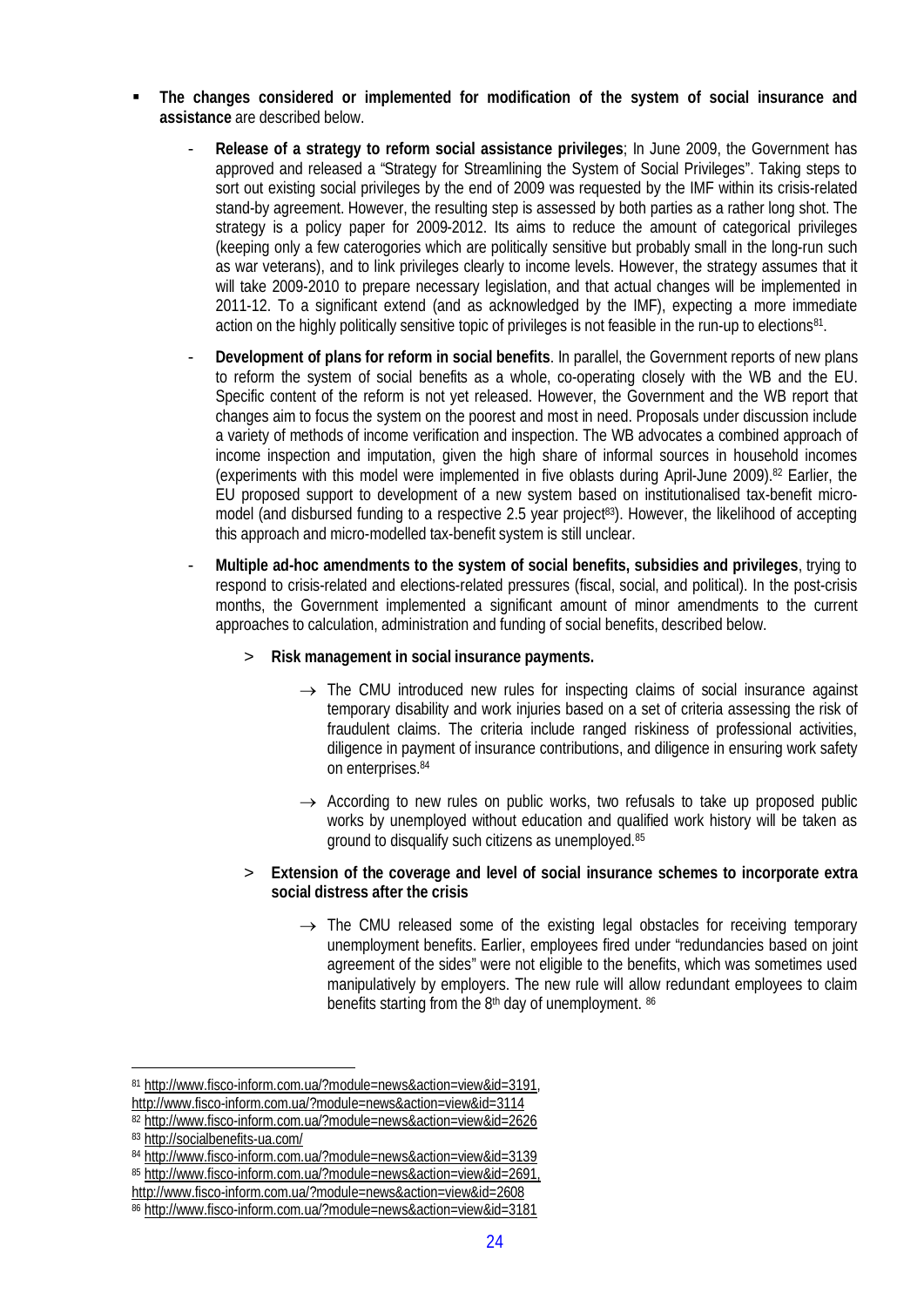- **The changes considered or implemented for modification of the system of social insurance and assistance** are described below.

  - **Release of a strategy to reform social assistance privileges**; In June 2009, the Government has approved and released a "Strategy for Streamlining the System of Social Privileges". Taking steps to sort out existing social privileges by the end of 2009 was requested by the IMF within its crisis-related stand-by agreement. However, the resulting step is assessed by both parties as a rather long shot. The strategy is a policy paper for 2009-2012. Its aims to reduce the amount of categorical privileges (keeping only a few caterogies which are politically sensitive but probably small in the long-run such as war veterans), and to link privileges clearly to income levels. However, the strategy assumes that it will take 2009-2010 to prepare necessary legislation, and that actual changes will be implemented in 2011-12. To a significant extend (and as acknowledged by the IMF), expecting a more immediate action on the highly politically sensitive topic of privileges is not feasible in the run-up to elections[81].

  - **Development of plans for reform in social benefits**. In parallel, the Government reports of new plans to reform the system of social benefits as a whole, co-operating closely with the WB and the EU. Specific content of the reform is not yet released. However, the Government and the WB report that changes aim to focus the system on the poorest and most in need. Proposals under discussion include a variety of methods of income verification and inspection. The WB advocates a combined approach of income inspection and imputation, given the high share of informal sources in household incomes (experiments with this model were implemented in five oblasts during April-June 2009).[82] Earlier, the EU proposed support to development of a new system based on institutionalised tax-benefit micro-model (and disbursed funding to a respective 2.5 year project[83]). However, the likelihood of accepting this approach and micro-modelled tax-benefit system is still unclear.

  - **Multiple ad-hoc amendments to the system of social benefits, subsidies and privileges**, trying to respond to crisis-related and elections-related pressures (fiscal, social, and political). In the post-crisis months, the Government implemented a significant amount of minor amendments to the current approaches to calculation, administration and funding of social benefits, described below.

    > **Risk management in social insurance payments.**

    → The CMU introduced new rules for inspecting claims of social insurance against temporary disability and work injuries based on a set of criteria assessing the risk of fraudulent claims. The criteria include ranged riskiness of professional activities, diligence in payment of insurance contributions, and diligence in ensuring work safety on enterprises.[84]

    → According to new rules on public works, two refusals to take up proposed public works by unemployed without education and qualified work history will be taken as ground to disqualify such citizens as unemployed.[85]

    > **Extension of the coverage and level of social insurance schemes to incorporate extra social distress after the crisis**

    → The CMU released some of the existing legal obstacles for receiving temporary unemployment benefits. Earlier, employees fired under "redundancies based on joint agreement of the sides" were not eligible to the benefits, which was sometimes used manipulatively by employers. The new rule will allow redundant employees to claim benefits starting from the 8th day of unemployment. [86]

---

[81] http://www.fisco-inform.com.ua/?module=news&action=view&id=3191, http://www.fisco-inform.com.ua/?module=news&action=view&id=3114

[82] http://www.fisco-inform.com.ua/?module=news&action=view&id=2626

[83] http://socialbenefits-ua.com/

[84] http://www.fisco-inform.com.ua/?module=news&action=view&id=3139

[85] http://www.fisco-inform.com.ua/?module=news&action=view&id=2691, http://www.fisco-inform.com.ua/?module=news&action=view&id=2608

[86] http://www.fisco-inform.com.ua/?module=news&action=view&id=3181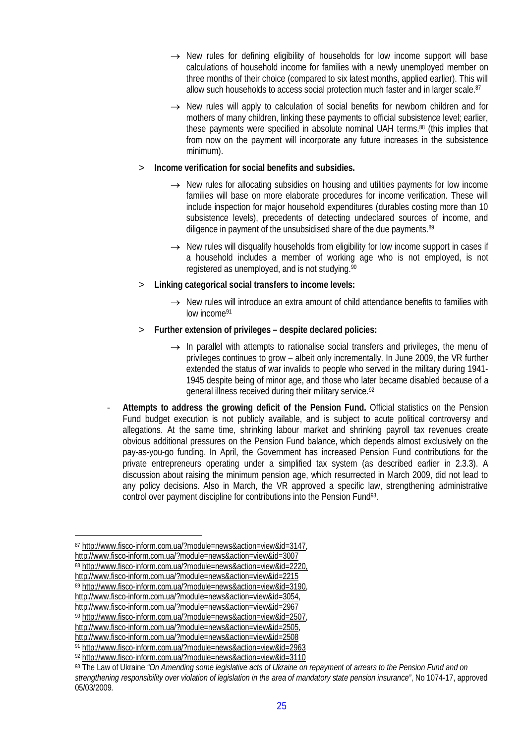- → New rules for defining eligibility of households for low income support will base calculations of household income for families with a newly unemployed member on three months of their choice (compared to six latest months, applied earlier). This will allow such households to access social protection much faster and in larger scale.[87]

- → New rules will apply to calculation of social benefits for newborn children and for mothers of many children, linking these payments to official subsistence level; earlier, these payments were specified in absolute nominal UAH terms.[88] (this implies that from now on the payment will incorporate any future increases in the subsistence minimum).

> **Income verification for social benefits and subsidies.**

- → New rules for allocating subsidies on housing and utilities payments for low income families will base on more elaborate procedures for income verification. These will include inspection for major household expenditures (durables costing more than 10 subsistence levels), precedents of detecting undeclared sources of income, and diligence in payment of the unsubsidised share of the due payments.[89]

- → New rules will disqualify households from eligibility for low income support in cases if a household includes a member of working age who is not employed, is not registered as unemployed, and is not studying.[90]

> **Linking categorical social transfers to income levels:**

- → New rules will introduce an extra amount of child attendance benefits to families with low income[91]

> **Further extension of privileges – despite declared policies:**

- → In parallel with attempts to rationalise social transfers and privileges, the menu of privileges continues to grow – albeit only incrementally. In June 2009, the VR further extended the status of war invalids to people who served in the military during 1941-1945 despite being of minor age, and those who later became disabled because of a general illness received during their military service.[92]

- **Attempts to address the growing deficit of the Pension Fund.** Official statistics on the Pension Fund budget execution is not publicly available, and is subject to acute political controversy and allegations. At the same time, shrinking labour market and shrinking payroll tax revenues create obvious additional pressures on the Pension Fund balance, which depends almost exclusively on the pay-as-you-go funding. In April, the Government has increased Pension Fund contributions for the private entrepreneurs operating under a simplified tax system (as described earlier in 2.3.3). A discussion about raising the minimum pension age, which resurrected in March 2009, did not lead to any policy decisions. Also in March, the VR approved a specific law, strengthening administrative control over payment discipline for contributions into the Pension Fund[93].

---

[87] http://www.fisco-inform.com.ua/?module=news&action=view&id=3147, http://www.fisco-inform.com.ua/?module=news&action=view&id=3007

[88] http://www.fisco-inform.com.ua/?module=news&action=view&id=2220, http://www.fisco-inform.com.ua/?module=news&action=view&id=2215

[89] http://www.fisco-inform.com.ua/?module=news&action=view&id=3190, http://www.fisco-inform.com.ua/?module=news&action=view&id=3054, http://www.fisco-inform.com.ua/?module=news&action=view&id=2967

[90] http://www.fisco-inform.com.ua/?module=news&action=view&id=2507, http://www.fisco-inform.com.ua/?module=news&action=view&id=2505, http://www.fisco-inform.com.ua/?module=news&action=view&id=2508

[91] http://www.fisco-inform.com.ua/?module=news&action=view&id=2963

[92] http://www.fisco-inform.com.ua/?module=news&action=view&id=3110

[93] The Law of Ukraine *"On Amending some legislative acts of Ukraine on repayment of arrears to the Pension Fund and on strengthening responsibility over violation of legislation in the area of mandatory state pension insurance"*, No 1074-17, approved 05/03/2009.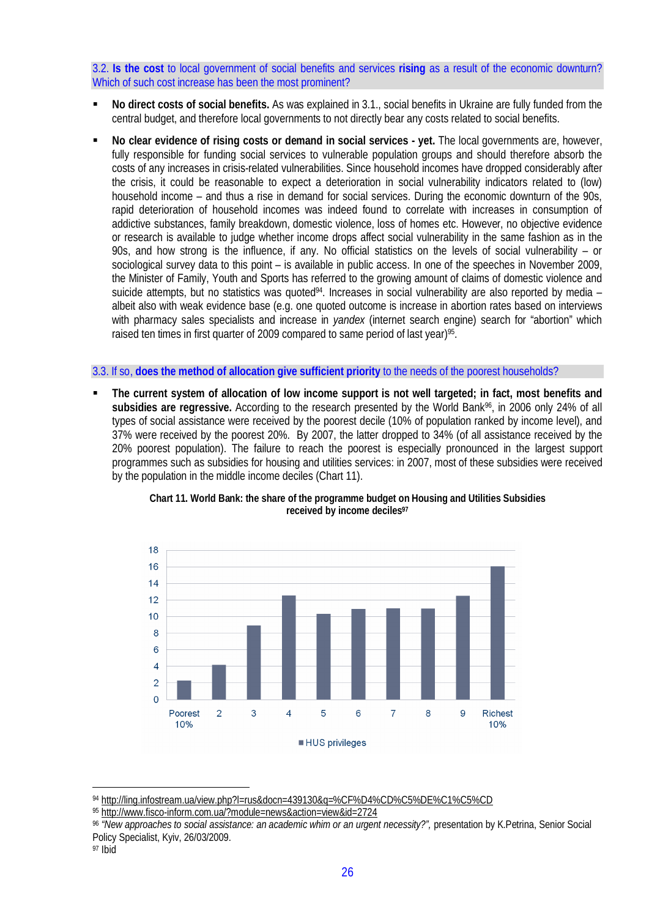### 3.2. **Is the cost** to local government of social benefits and services **rising** as a result of the economic downturn? Which of such cost increase has been the most prominent?

- **No direct costs of social benefits.** As was explained in 3.1., social benefits in Ukraine are fully funded from the central budget, and therefore local governments to not directly bear any costs related to social benefits.
- **No clear evidence of rising costs or demand in social services - yet.** The local governments are, however, fully responsible for funding social services to vulnerable population groups and should therefore absorb the costs of any increases in crisis-related vulnerabilities. Since household incomes have dropped considerably after the crisis, it could be reasonable to expect a deterioration in social vulnerability indicators related to (low) household income – and thus a rise in demand for social services. During the economic downturn of the 90s, rapid deterioration of household incomes was indeed found to correlate with increases in consumption of addictive substances, family breakdown, domestic violence, loss of homes etc. However, no objective evidence or research is available to judge whether income drops affect social vulnerability in the same fashion as in the 90s, and how strong is the influence, if any. No official statistics on the levels of social vulnerability – or sociological survey data to this point – is available in public access. In one of the speeches in November 2009, the Minister of Family, Youth and Sports has referred to the growing amount of claims of domestic violence and suicide attempts, but no statistics was quoted[94]. Increases in social vulnerability are also reported by media – albeit also with weak evidence base (e.g. one quoted outcome is increase in abortion rates based on interviews with pharmacy sales specialists and increase in *yandex* (internet search engine) search for "abortion" which raised ten times in first quarter of 2009 compared to same period of last year)[95].

### 3.3. If so, **does the method of allocation give sufficient priority** to the needs of the poorest households?

- **The current system of allocation of low income support is not well targeted; in fact, most benefits and subsidies are regressive.** According to the research presented by the World Bank[96], in 2006 only 24% of all types of social assistance were received by the poorest decile (10% of population ranked by income level), and 37% were received by the poorest 20%. By 2007, the latter dropped to 34% (of all assistance received by the 20% poorest population). The failure to reach the poorest is especially pronounced in the largest support programmes such as subsidies for housing and utilities services: in 2007, most of these subsidies were received by the population in the middle income deciles (Chart 11).

**Chart 11. World Bank: the share of the programme budget on Housing and Utilities Subsidies received by income deciles[97]**

| Income decile | HUS privileges |
|---|---|
| Poorest 10% | ~2.3 |
| 2 | ~4.2 |
| 3 | ~8.9 |
| 4 | ~12.5 |
| 5 | ~10.3 |
| 6 | ~10.9 |
| 7 | ~11 |
| 8 | ~10.9 |
| 9 | ~12.5 |
| Richest 10% | ~16 |

---

[94] http://ling.infostream.ua/view.php?l=rus&docn=439130&q=%CF%D4%CD%C5%DE%C1%C5%CD

[95] http://www.fisco-inform.com.ua/?module=news&action=view&id=2724

[96] *"New approaches to social assistance: an academic whim or an urgent necessity?"*, presentation by K.Petrina, Senior Social Policy Specialist, Kyiv, 26/03/2009.

[97] Ibid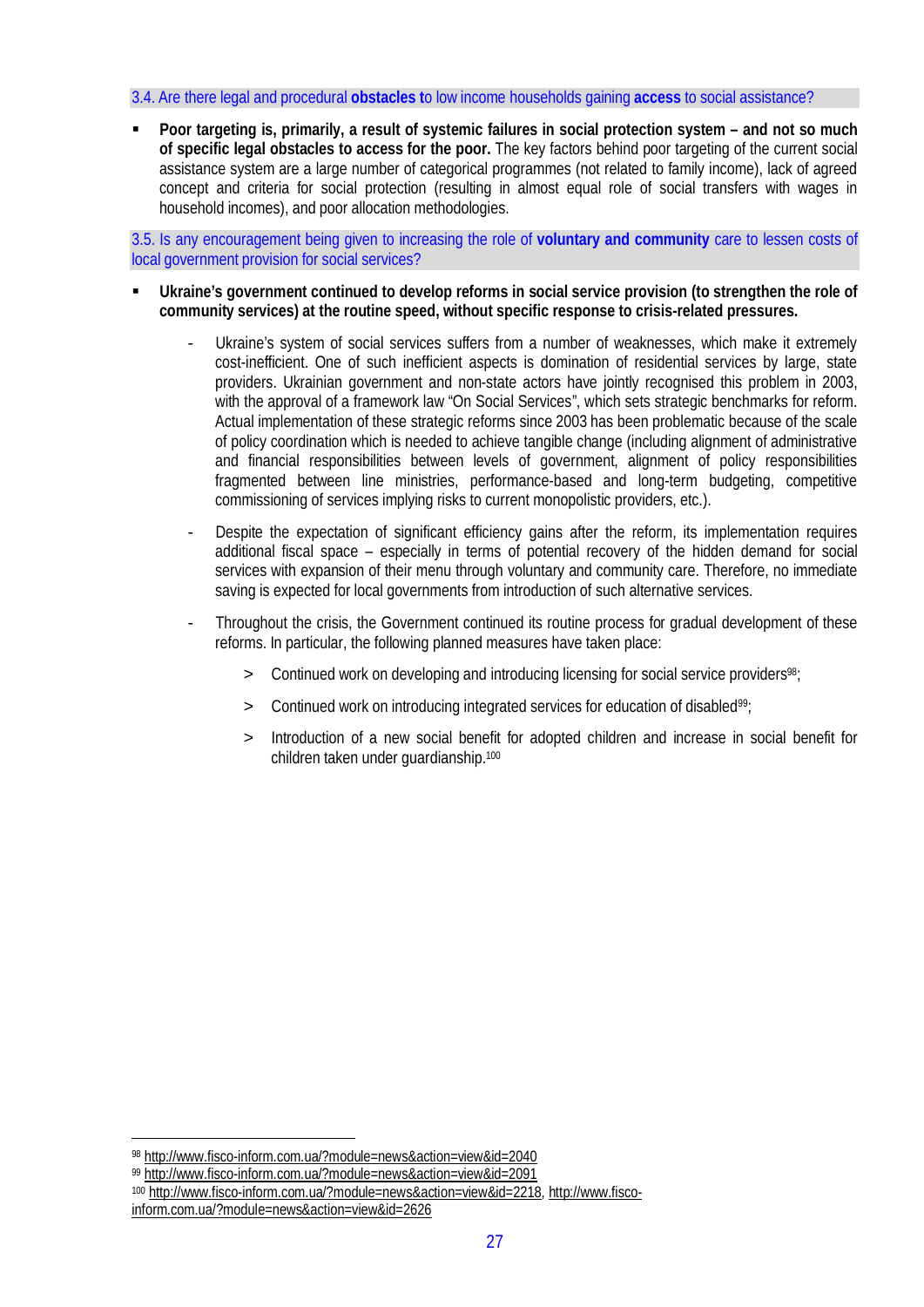### 3.4. Are there legal and procedural **obstacles t**o low income households gaining **access** to social assistance?

- **Poor targeting is, primarily, a result of systemic failures in social protection system – and not so much of specific legal obstacles to access for the poor.** The key factors behind poor targeting of the current social assistance system are a large number of categorical programmes (not related to family income), lack of agreed concept and criteria for social protection (resulting in almost equal role of social transfers with wages in household incomes), and poor allocation methodologies.

### 3.5. Is any encouragement being given to increasing the role of **voluntary and community** care to lessen costs of local government provision for social services?

- **Ukraine's government continued to develop reforms in social service provision (to strengthen the role of community services) at the routine speed, without specific response to crisis-related pressures.**
  - Ukraine's system of social services suffers from a number of weaknesses, which make it extremely cost-inefficient. One of such inefficient aspects is domination of residential services by large, state providers. Ukrainian government and non-state actors have jointly recognised this problem in 2003, with the approval of a framework law "On Social Services", which sets strategic benchmarks for reform. Actual implementation of these strategic reforms since 2003 has been problematic because of the scale of policy coordination which is needed to achieve tangible change (including alignment of administrative and financial responsibilities between levels of government, alignment of policy responsibilities fragmented between line ministries, performance-based and long-term budgeting, competitive commissioning of services implying risks to current monopolistic providers, etc.).
  - Despite the expectation of significant efficiency gains after the reform, its implementation requires additional fiscal space – especially in terms of potential recovery of the hidden demand for social services with expansion of their menu through voluntary and community care. Therefore, no immediate saving is expected for local governments from introduction of such alternative services.
  - Throughout the crisis, the Government continued its routine process for gradual development of these reforms. In particular, the following planned measures have taken place:
    - > Continued work on developing and introducing licensing for social service providers[98];
    - > Continued work on introducing integrated services for education of disabled[99];
    - > Introduction of a new social benefit for adopted children and increase in social benefit for children taken under guardianship.[100]

---

[98] http://www.fisco-inform.com.ua/?module=news&action=view&id=2040
[99] http://www.fisco-inform.com.ua/?module=news&action=view&id=2091
[100] http://www.fisco-inform.com.ua/?module=news&action=view&id=2218, http://www.fisco-inform.com.ua/?module=news&action=view&id=2626